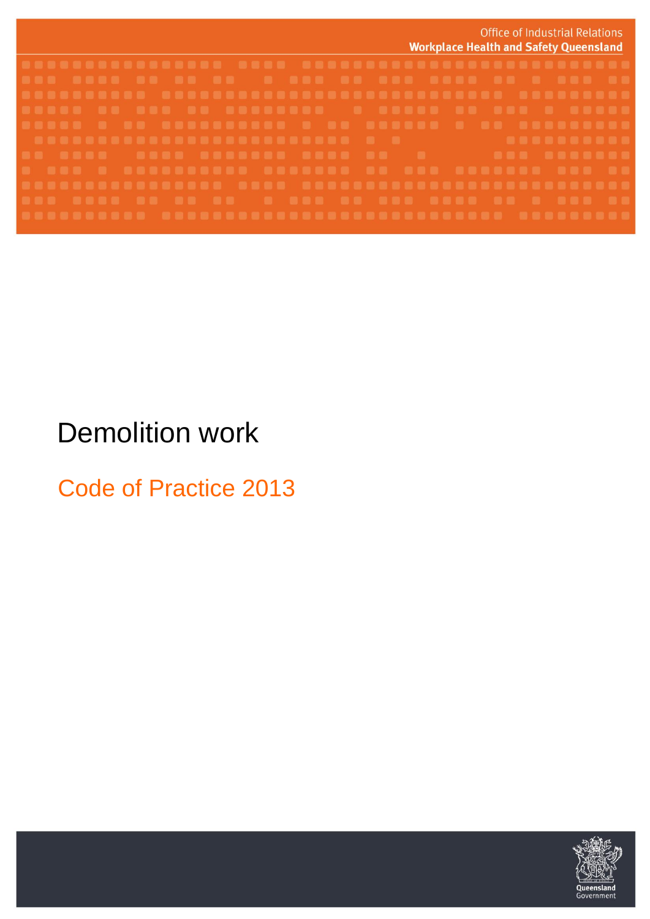Office of Industrial Relations
**Workplace Health and Safety Queensland**

# Demolition work

## Code of Practice 2013

Queensland Government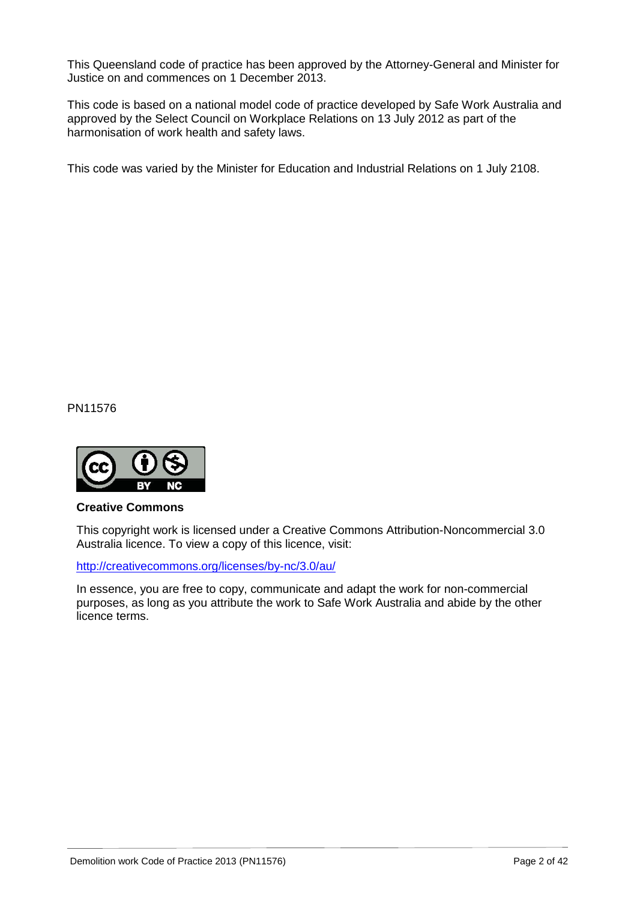This Queensland code of practice has been approved by the Attorney-General and Minister for Justice on and commences on 1 December 2013.

This code is based on a national model code of practice developed by Safe Work Australia and approved by the Select Council on Workplace Relations on 13 July 2012 as part of the harmonisation of work health and safety laws.

This code was varied by the Minister for Education and Industrial Relations on 1 July 2108.

PN11576

**Creative Commons**

This copyright work is licensed under a Creative Commons Attribution-Noncommercial 3.0 Australia licence. To view a copy of this licence, visit:

http://creativecommons.org/licenses/by-nc/3.0/au/

In essence, you are free to copy, communicate and adapt the work for non-commercial purposes, as long as you attribute the work to Safe Work Australia and abide by the other licence terms.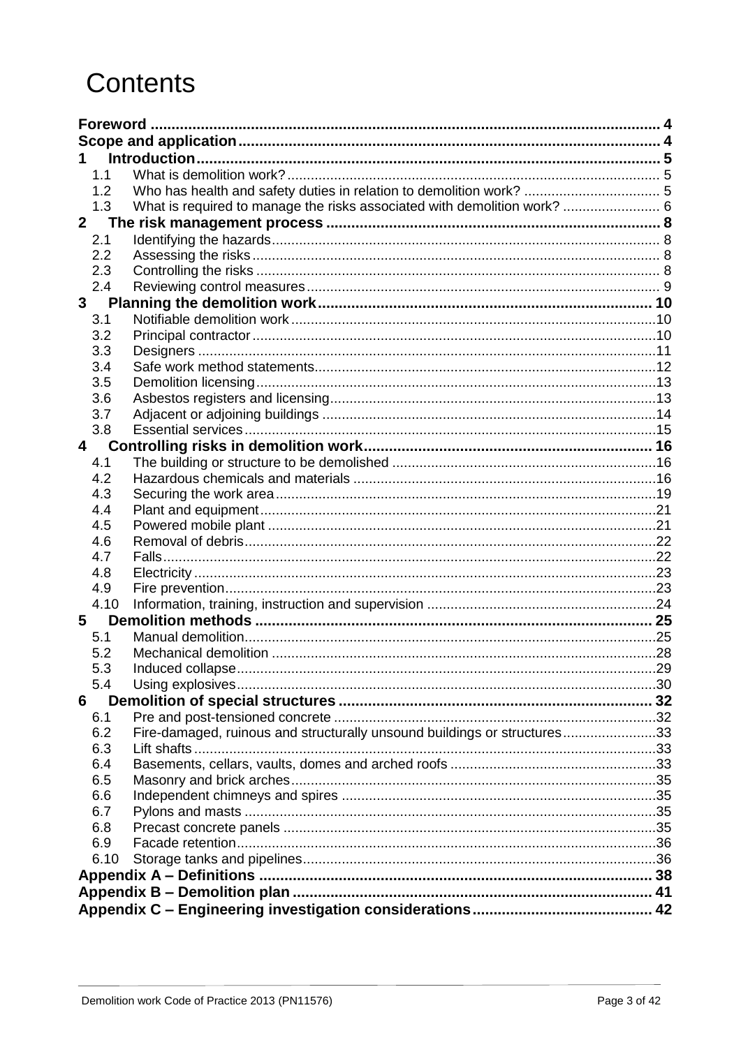# Contents

- **Foreword** ..... 4
- **Scope and application** ..... 4
- **1 Introduction** ..... 5
  - 1.1 What is demolition work? ..... 5
  - 1.2 Who has health and safety duties in relation to demolition work? ..... 5
  - 1.3 What is required to manage the risks associated with demolition work? ..... 6
- **2 The risk management process** ..... 8
  - 2.1 Identifying the hazards ..... 8
  - 2.2 Assessing the risks ..... 8
  - 2.3 Controlling the risks ..... 8
  - 2.4 Reviewing control measures ..... 9
- **3 Planning the demolition work** ..... 10
  - 3.1 Notifiable demolition work ..... 10
  - 3.2 Principal contractor ..... 10
  - 3.3 Designers ..... 11
  - 3.4 Safe work method statements ..... 12
  - 3.5 Demolition licensing ..... 13
  - 3.6 Asbestos registers and licensing ..... 13
  - 3.7 Adjacent or adjoining buildings ..... 14
  - 3.8 Essential services ..... 15
- **4 Controlling risks in demolition work** ..... 16
  - 4.1 The building or structure to be demolished ..... 16
  - 4.2 Hazardous chemicals and materials ..... 16
  - 4.3 Securing the work area ..... 19
  - 4.4 Plant and equipment ..... 21
  - 4.5 Powered mobile plant ..... 21
  - 4.6 Removal of debris ..... 22
  - 4.7 Falls ..... 22
  - 4.8 Electricity ..... 23
  - 4.9 Fire prevention ..... 23
  - 4.10 Information, training, instruction and supervision ..... 24
- **5 Demolition methods** ..... 25
  - 5.1 Manual demolition ..... 25
  - 5.2 Mechanical demolition ..... 28
  - 5.3 Induced collapse ..... 29
  - 5.4 Using explosives ..... 30
- **6 Demolition of special structures** ..... 32
  - 6.1 Pre and post-tensioned concrete ..... 32
  - 6.2 Fire-damaged, ruinous and structurally unsound buildings or structures ..... 33
  - 6.3 Lift shafts ..... 33
  - 6.4 Basements, cellars, vaults, domes and arched roofs ..... 33
  - 6.5 Masonry and brick arches ..... 35
  - 6.6 Independent chimneys and spires ..... 35
  - 6.7 Pylons and masts ..... 35
  - 6.8 Precast concrete panels ..... 35
  - 6.9 Facade retention ..... 36
  - 6.10 Storage tanks and pipelines ..... 36
- **Appendix A – Definitions** ..... 38
- **Appendix B – Demolition plan** ..... 41
- **Appendix C – Engineering investigation considerations** ..... 42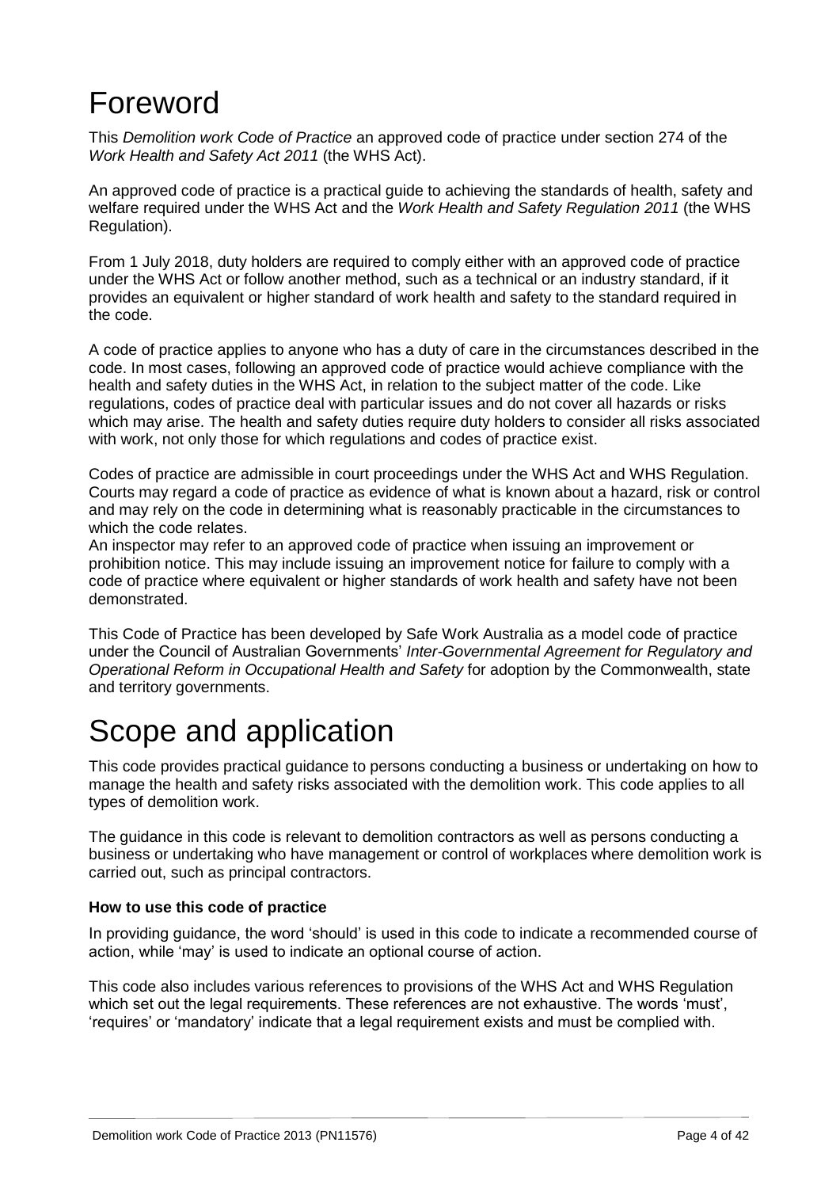# Foreword

This *Demolition work Code of Practice* an approved code of practice under section 274 of the *Work Health and Safety Act 2011* (the WHS Act).

An approved code of practice is a practical guide to achieving the standards of health, safety and welfare required under the WHS Act and the *Work Health and Safety Regulation 2011* (the WHS Regulation).

From 1 July 2018, duty holders are required to comply either with an approved code of practice under the WHS Act or follow another method, such as a technical or an industry standard, if it provides an equivalent or higher standard of work health and safety to the standard required in the code.

A code of practice applies to anyone who has a duty of care in the circumstances described in the code. In most cases, following an approved code of practice would achieve compliance with the health and safety duties in the WHS Act, in relation to the subject matter of the code. Like regulations, codes of practice deal with particular issues and do not cover all hazards or risks which may arise. The health and safety duties require duty holders to consider all risks associated with work, not only those for which regulations and codes of practice exist.

Codes of practice are admissible in court proceedings under the WHS Act and WHS Regulation. Courts may regard a code of practice as evidence of what is known about a hazard, risk or control and may rely on the code in determining what is reasonably practicable in the circumstances to which the code relates.

An inspector may refer to an approved code of practice when issuing an improvement or prohibition notice. This may include issuing an improvement notice for failure to comply with a code of practice where equivalent or higher standards of work health and safety have not been demonstrated.

This Code of Practice has been developed by Safe Work Australia as a model code of practice under the Council of Australian Governments' *Inter-Governmental Agreement for Regulatory and Operational Reform in Occupational Health and Safety* for adoption by the Commonwealth, state and territory governments.

# Scope and application

This code provides practical guidance to persons conducting a business or undertaking on how to manage the health and safety risks associated with the demolition work. This code applies to all types of demolition work.

The guidance in this code is relevant to demolition contractors as well as persons conducting a business or undertaking who have management or control of workplaces where demolition work is carried out, such as principal contractors.

**How to use this code of practice**

In providing guidance, the word 'should' is used in this code to indicate a recommended course of action, while 'may' is used to indicate an optional course of action.

This code also includes various references to provisions of the WHS Act and WHS Regulation which set out the legal requirements. These references are not exhaustive. The words 'must', 'requires' or 'mandatory' indicate that a legal requirement exists and must be complied with.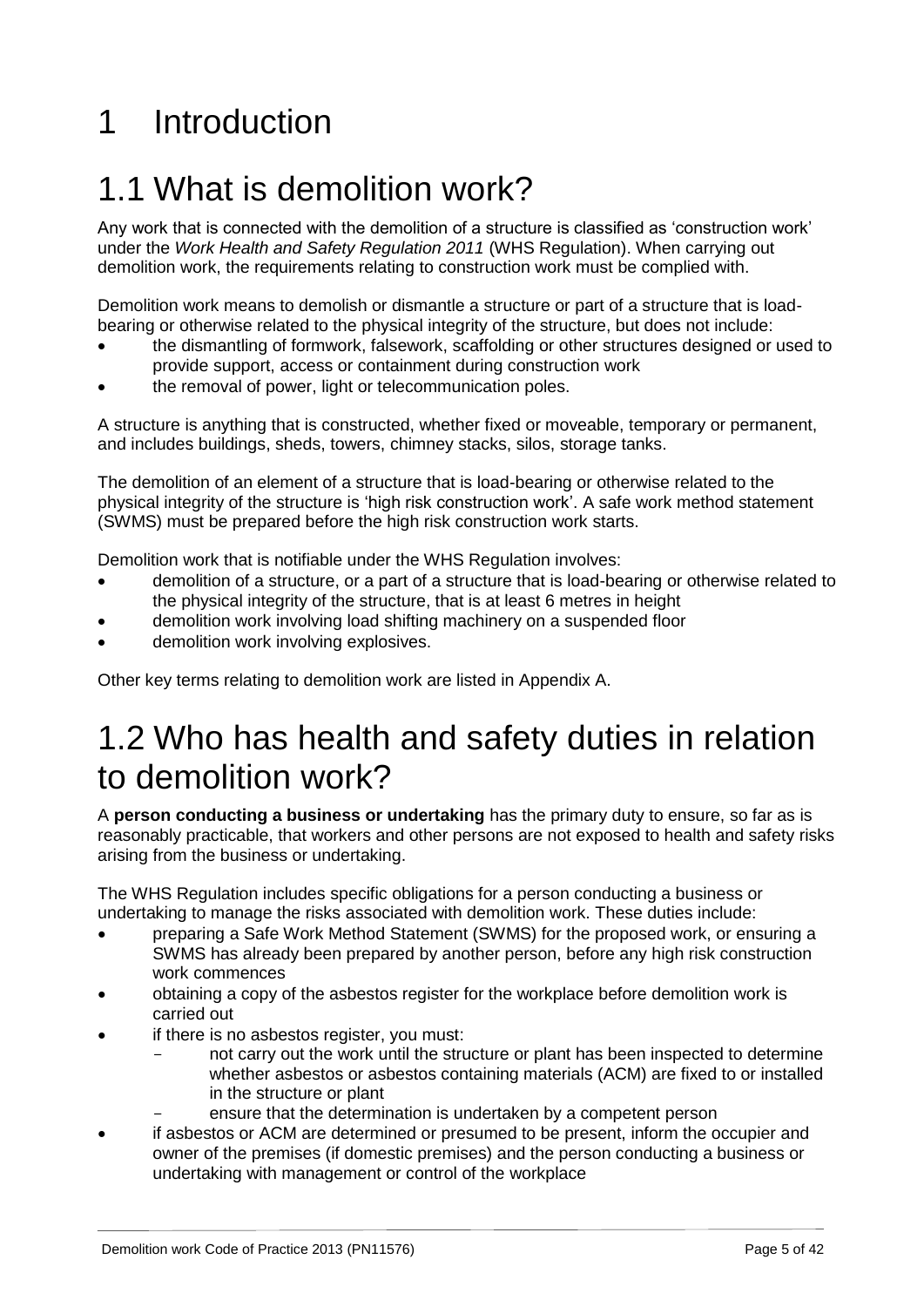# 1 Introduction

## 1.1 What is demolition work?

Any work that is connected with the demolition of a structure is classified as 'construction work' under the *Work Health and Safety Regulation 2011* (WHS Regulation). When carrying out demolition work, the requirements relating to construction work must be complied with.

Demolition work means to demolish or dismantle a structure or part of a structure that is load-bearing or otherwise related to the physical integrity of the structure, but does not include:

- the dismantling of formwork, falsework, scaffolding or other structures designed or used to provide support, access or containment during construction work
- the removal of power, light or telecommunication poles.

A structure is anything that is constructed, whether fixed or moveable, temporary or permanent, and includes buildings, sheds, towers, chimney stacks, silos, storage tanks.

The demolition of an element of a structure that is load-bearing or otherwise related to the physical integrity of the structure is 'high risk construction work'. A safe work method statement (SWMS) must be prepared before the high risk construction work starts.

Demolition work that is notifiable under the WHS Regulation involves:

- demolition of a structure, or a part of a structure that is load-bearing or otherwise related to the physical integrity of the structure, that is at least 6 metres in height
- demolition work involving load shifting machinery on a suspended floor
- demolition work involving explosives.

Other key terms relating to demolition work are listed in Appendix A.

## 1.2 Who has health and safety duties in relation to demolition work?

A **person conducting a business or undertaking** has the primary duty to ensure, so far as is reasonably practicable, that workers and other persons are not exposed to health and safety risks arising from the business or undertaking.

The WHS Regulation includes specific obligations for a person conducting a business or undertaking to manage the risks associated with demolition work. These duties include:

- preparing a Safe Work Method Statement (SWMS) for the proposed work, or ensuring a SWMS has already been prepared by another person, before any high risk construction work commences
- obtaining a copy of the asbestos register for the workplace before demolition work is carried out
- if there is no asbestos register, you must:
  - not carry out the work until the structure or plant has been inspected to determine whether asbestos or asbestos containing materials (ACM) are fixed to or installed in the structure or plant
  - ensure that the determination is undertaken by a competent person
- if asbestos or ACM are determined or presumed to be present, inform the occupier and owner of the premises (if domestic premises) and the person conducting a business or undertaking with management or control of the workplace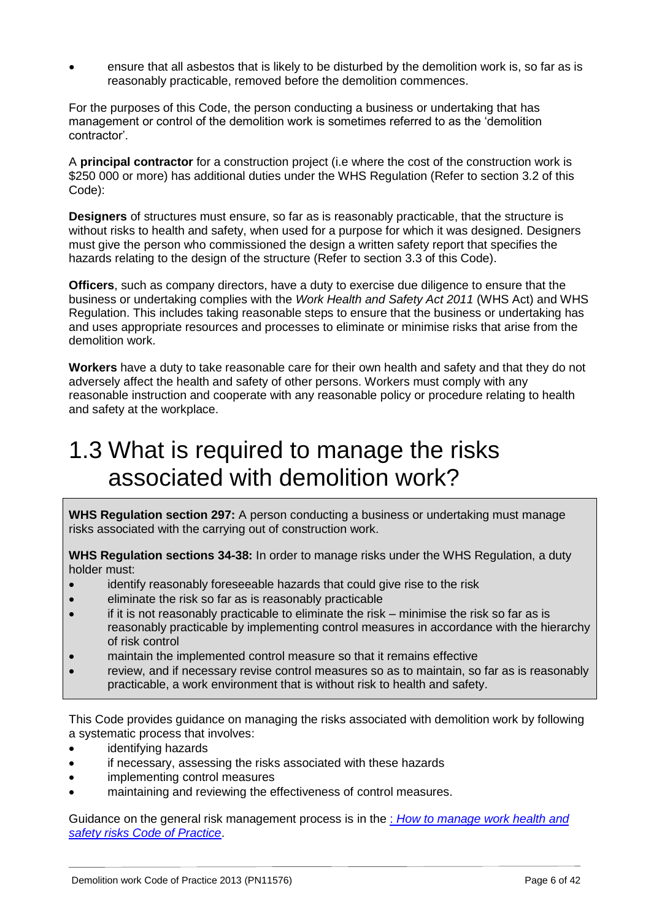- ensure that all asbestos that is likely to be disturbed by the demolition work is, so far as is reasonably practicable, removed before the demolition commences.

For the purposes of this Code, the person conducting a business or undertaking that has management or control of the demolition work is sometimes referred to as the 'demolition contractor'.

A **principal contractor** for a construction project (i.e where the cost of the construction work is $250 000 or more) has additional duties under the WHS Regulation (Refer to section 3.2 of this Code):

**Designers** of structures must ensure, so far as is reasonably practicable, that the structure is without risks to health and safety, when used for a purpose for which it was designed. Designers must give the person who commissioned the design a written safety report that specifies the hazards relating to the design of the structure (Refer to section 3.3 of this Code).

**Officers**, such as company directors, have a duty to exercise due diligence to ensure that the business or undertaking complies with the *Work Health and Safety Act 2011* (WHS Act) and WHS Regulation. This includes taking reasonable steps to ensure that the business or undertaking has and uses appropriate resources and processes to eliminate or minimise risks that arise from the demolition work.

**Workers** have a duty to take reasonable care for their own health and safety and that they do not adversely affect the health and safety of other persons. Workers must comply with any reasonable instruction and cooperate with any reasonable policy or procedure relating to health and safety at the workplace.

# 1.3 What is required to manage the risks associated with demolition work?

> **WHS Regulation section 297:** A person conducting a business or undertaking must manage risks associated with the carrying out of construction work.
>
> **WHS Regulation sections 34-38:** In order to manage risks under the WHS Regulation, a duty holder must:
>
> - identify reasonably foreseeable hazards that could give rise to the risk
> - eliminate the risk so far as is reasonably practicable
> - if it is not reasonably practicable to eliminate the risk – minimise the risk so far as is reasonably practicable by implementing control measures in accordance with the hierarchy of risk control
> - maintain the implemented control measure so that it remains effective
> - review, and if necessary revise control measures so as to maintain, so far as is reasonably practicable, a work environment that is without risk to health and safety.

This Code provides guidance on managing the risks associated with demolition work by following a systematic process that involves:

- identifying hazards
- if necessary, assessing the risks associated with these hazards
- implementing control measures
- maintaining and reviewing the effectiveness of control measures.

Guidance on the general risk management process is in the *: How to manage work health and safety risks Code of Practice*.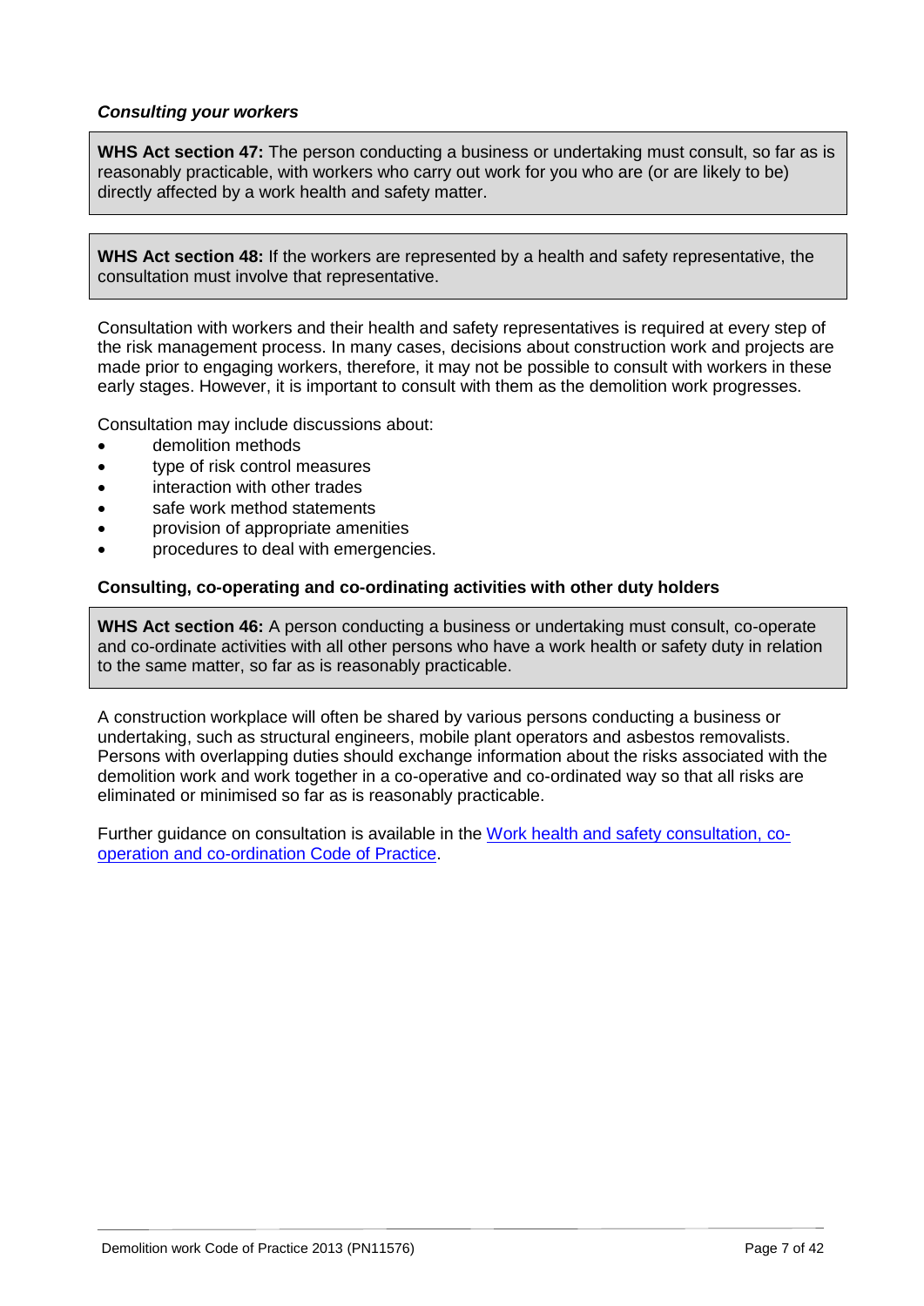### *Consulting your workers*

> **WHS Act section 47:** The person conducting a business or undertaking must consult, so far as is reasonably practicable, with workers who carry out work for you who are (or are likely to be) directly affected by a work health and safety matter.

> **WHS Act section 48:** If the workers are represented by a health and safety representative, the consultation must involve that representative.

Consultation with workers and their health and safety representatives is required at every step of the risk management process. In many cases, decisions about construction work and projects are made prior to engaging workers, therefore, it may not be possible to consult with workers in these early stages. However, it is important to consult with them as the demolition work progresses.

Consultation may include discussions about:

- demolition methods
- type of risk control measures
- interaction with other trades
- safe work method statements
- provision of appropriate amenities
- procedures to deal with emergencies.

### Consulting, co-operating and co-ordinating activities with other duty holders

> **WHS Act section 46:** A person conducting a business or undertaking must consult, co-operate and co-ordinate activities with all other persons who have a work health or safety duty in relation to the same matter, so far as is reasonably practicable.

A construction workplace will often be shared by various persons conducting a business or undertaking, such as structural engineers, mobile plant operators and asbestos removalists. Persons with overlapping duties should exchange information about the risks associated with the demolition work and work together in a co-operative and co-ordinated way so that all risks are eliminated or minimised so far as is reasonably practicable.

Further guidance on consultation is available in the Work health and safety consultation, co-operation and co-ordination Code of Practice.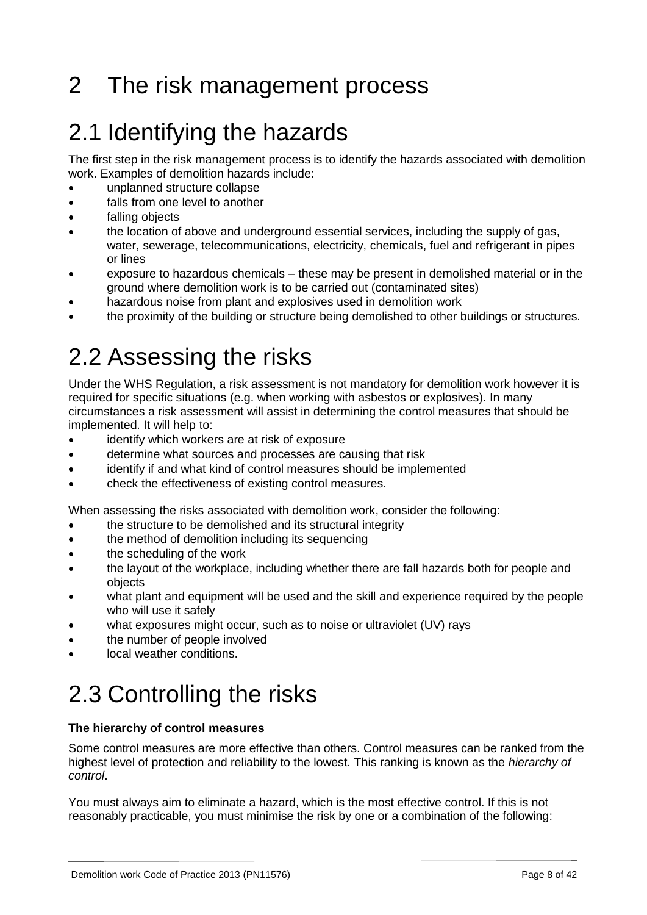# 2 The risk management process

## 2.1 Identifying the hazards

The first step in the risk management process is to identify the hazards associated with demolition work. Examples of demolition hazards include:

- unplanned structure collapse
- falls from one level to another
- falling objects
- the location of above and underground essential services, including the supply of gas, water, sewerage, telecommunications, electricity, chemicals, fuel and refrigerant in pipes or lines
- exposure to hazardous chemicals – these may be present in demolished material or in the ground where demolition work is to be carried out (contaminated sites)
- hazardous noise from plant and explosives used in demolition work
- the proximity of the building or structure being demolished to other buildings or structures.

## 2.2 Assessing the risks

Under the WHS Regulation, a risk assessment is not mandatory for demolition work however it is required for specific situations (e.g. when working with asbestos or explosives). In many circumstances a risk assessment will assist in determining the control measures that should be implemented. It will help to:

- identify which workers are at risk of exposure
- determine what sources and processes are causing that risk
- identify if and what kind of control measures should be implemented
- check the effectiveness of existing control measures.

When assessing the risks associated with demolition work, consider the following:

- the structure to be demolished and its structural integrity
- the method of demolition including its sequencing
- the scheduling of the work
- the layout of the workplace, including whether there are fall hazards both for people and objects
- what plant and equipment will be used and the skill and experience required by the people who will use it safely
- what exposures might occur, such as to noise or ultraviolet (UV) rays
- the number of people involved
- local weather conditions.

## 2.3 Controlling the risks

**The hierarchy of control measures**

Some control measures are more effective than others. Control measures can be ranked from the highest level of protection and reliability to the lowest. This ranking is known as the *hierarchy of control*.

You must always aim to eliminate a hazard, which is the most effective control. If this is not reasonably practicable, you must minimise the risk by one or a combination of the following: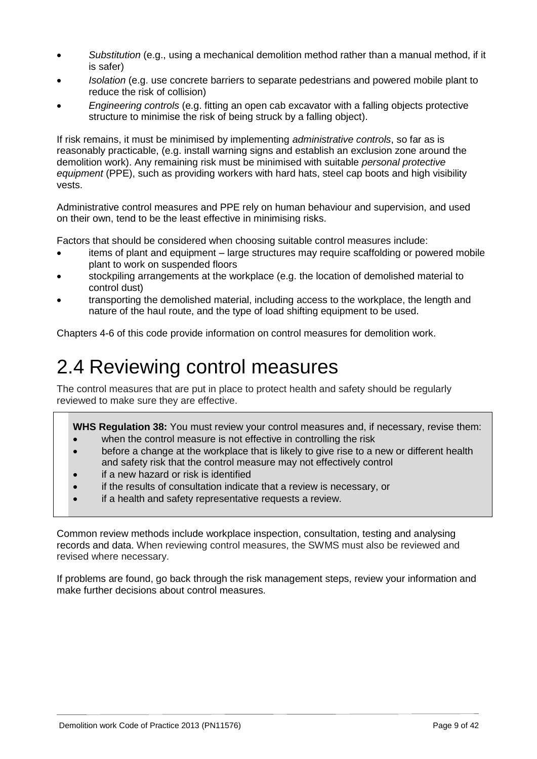- *Substitution* (e.g., using a mechanical demolition method rather than a manual method, if it is safer)
- *Isolation* (e.g. use concrete barriers to separate pedestrians and powered mobile plant to reduce the risk of collision)
- *Engineering controls* (e.g. fitting an open cab excavator with a falling objects protective structure to minimise the risk of being struck by a falling object).

If risk remains, it must be minimised by implementing *administrative controls*, so far as is reasonably practicable, (e.g. install warning signs and establish an exclusion zone around the demolition work). Any remaining risk must be minimised with suitable *personal protective equipment* (PPE), such as providing workers with hard hats, steel cap boots and high visibility vests.

Administrative control measures and PPE rely on human behaviour and supervision, and used on their own, tend to be the least effective in minimising risks.

Factors that should be considered when choosing suitable control measures include:

- items of plant and equipment – large structures may require scaffolding or powered mobile plant to work on suspended floors
- stockpiling arrangements at the workplace (e.g. the location of demolished material to control dust)
- transporting the demolished material, including access to the workplace, the length and nature of the haul route, and the type of load shifting equipment to be used.

Chapters 4-6 of this code provide information on control measures for demolition work.

# 2.4 Reviewing control measures

The control measures that are put in place to protect health and safety should be regularly reviewed to make sure they are effective.

> **WHS Regulation 38:** You must review your control measures and, if necessary, revise them:
> - when the control measure is not effective in controlling the risk
> - before a change at the workplace that is likely to give rise to a new or different health and safety risk that the control measure may not effectively control
> - if a new hazard or risk is identified
> - if the results of consultation indicate that a review is necessary, or
> - if a health and safety representative requests a review.

Common review methods include workplace inspection, consultation, testing and analysing records and data. When reviewing control measures, the SWMS must also be reviewed and revised where necessary.

If problems are found, go back through the risk management steps, review your information and make further decisions about control measures.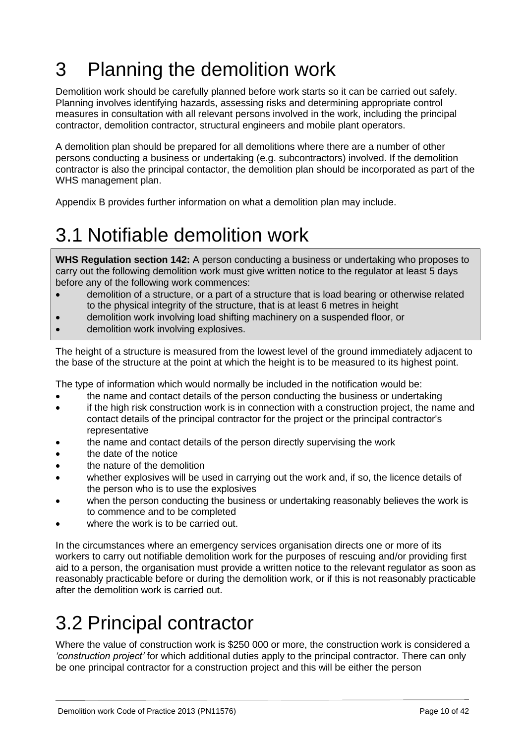# 3 Planning the demolition work

Demolition work should be carefully planned before work starts so it can be carried out safely. Planning involves identifying hazards, assessing risks and determining appropriate control measures in consultation with all relevant persons involved in the work, including the principal contractor, demolition contractor, structural engineers and mobile plant operators.

A demolition plan should be prepared for all demolitions where there are a number of other persons conducting a business or undertaking (e.g. subcontractors) involved. If the demolition contractor is also the principal contactor, the demolition plan should be incorporated as part of the WHS management plan.

Appendix B provides further information on what a demolition plan may include.

# 3.1 Notifiable demolition work

**WHS Regulation section 142:** A person conducting a business or undertaking who proposes to carry out the following demolition work must give written notice to the regulator at least 5 days before any of the following work commences:

- demolition of a structure, or a part of a structure that is load bearing or otherwise related to the physical integrity of the structure, that is at least 6 metres in height
- demolition work involving load shifting machinery on a suspended floor, or
- demolition work involving explosives.

The height of a structure is measured from the lowest level of the ground immediately adjacent to the base of the structure at the point at which the height is to be measured to its highest point.

The type of information which would normally be included in the notification would be:

- the name and contact details of the person conducting the business or undertaking
- if the high risk construction work is in connection with a construction project, the name and contact details of the principal contractor for the project or the principal contractor's representative
- the name and contact details of the person directly supervising the work
- the date of the notice
- the nature of the demolition
- whether explosives will be used in carrying out the work and, if so, the licence details of the person who is to use the explosives
- when the person conducting the business or undertaking reasonably believes the work is to commence and to be completed
- where the work is to be carried out.

In the circumstances where an emergency services organisation directs one or more of its workers to carry out notifiable demolition work for the purposes of rescuing and/or providing first aid to a person, the organisation must provide a written notice to the relevant regulator as soon as reasonably practicable before or during the demolition work, or if this is not reasonably practicable after the demolition work is carried out.

# 3.2 Principal contractor

Where the value of construction work is $250 000 or more, the construction work is considered a *'construction project'* for which additional duties apply to the principal contractor. There can only be one principal contractor for a construction project and this will be either the person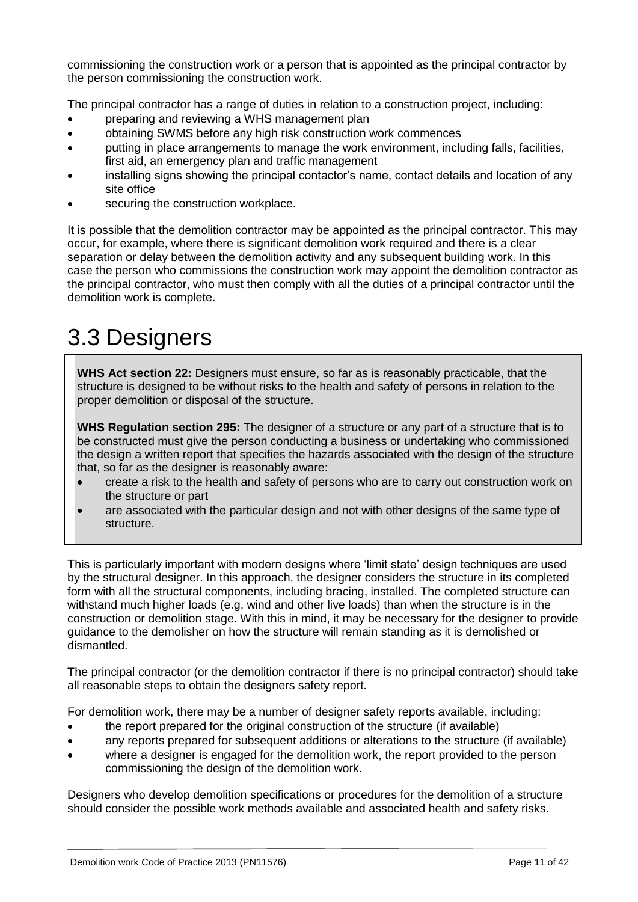commissioning the construction work or a person that is appointed as the principal contractor by the person commissioning the construction work.

The principal contractor has a range of duties in relation to a construction project, including:

- preparing and reviewing a WHS management plan
- obtaining SWMS before any high risk construction work commences
- putting in place arrangements to manage the work environment, including falls, facilities, first aid, an emergency plan and traffic management
- installing signs showing the principal contactor's name, contact details and location of any site office
- securing the construction workplace.

It is possible that the demolition contractor may be appointed as the principal contractor. This may occur, for example, where there is significant demolition work required and there is a clear separation or delay between the demolition activity and any subsequent building work. In this case the person who commissions the construction work may appoint the demolition contractor as the principal contractor, who must then comply with all the duties of a principal contractor until the demolition work is complete.

# 3.3 Designers

**WHS Act section 22:** Designers must ensure, so far as is reasonably practicable, that the structure is designed to be without risks to the health and safety of persons in relation to the proper demolition or disposal of the structure.

**WHS Regulation section 295:** The designer of a structure or any part of a structure that is to be constructed must give the person conducting a business or undertaking who commissioned the design a written report that specifies the hazards associated with the design of the structure that, so far as the designer is reasonably aware:

- create a risk to the health and safety of persons who are to carry out construction work on the structure or part
- are associated with the particular design and not with other designs of the same type of structure.

This is particularly important with modern designs where 'limit state' design techniques are used by the structural designer. In this approach, the designer considers the structure in its completed form with all the structural components, including bracing, installed. The completed structure can withstand much higher loads (e.g. wind and other live loads) than when the structure is in the construction or demolition stage. With this in mind, it may be necessary for the designer to provide guidance to the demolisher on how the structure will remain standing as it is demolished or dismantled.

The principal contractor (or the demolition contractor if there is no principal contractor) should take all reasonable steps to obtain the designers safety report.

For demolition work, there may be a number of designer safety reports available, including:

- the report prepared for the original construction of the structure (if available)
- any reports prepared for subsequent additions or alterations to the structure (if available)
- where a designer is engaged for the demolition work, the report provided to the person commissioning the design of the demolition work.

Designers who develop demolition specifications or procedures for the demolition of a structure should consider the possible work methods available and associated health and safety risks.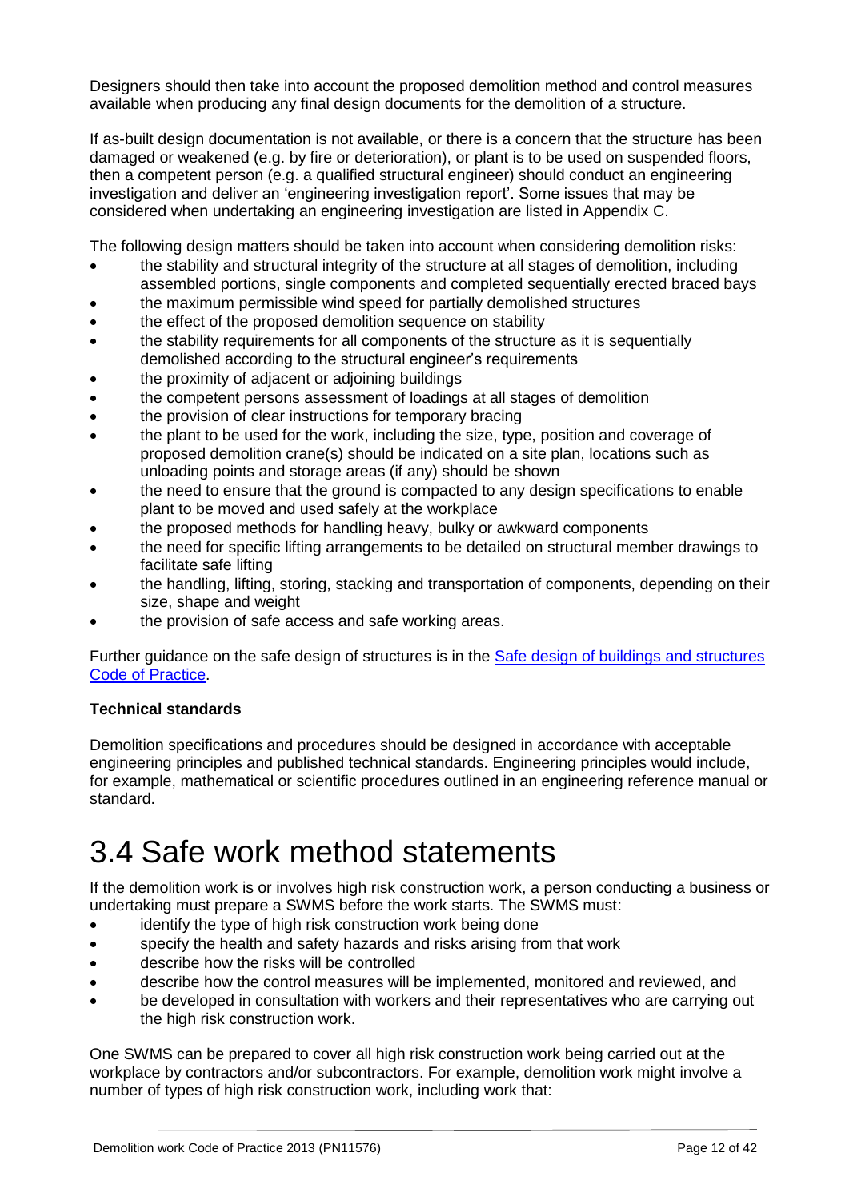Designers should then take into account the proposed demolition method and control measures available when producing any final design documents for the demolition of a structure.

If as-built design documentation is not available, or there is a concern that the structure has been damaged or weakened (e.g. by fire or deterioration), or plant is to be used on suspended floors, then a competent person (e.g. a qualified structural engineer) should conduct an engineering investigation and deliver an 'engineering investigation report'. Some issues that may be considered when undertaking an engineering investigation are listed in Appendix C.

The following design matters should be taken into account when considering demolition risks:

- the stability and structural integrity of the structure at all stages of demolition, including assembled portions, single components and completed sequentially erected braced bays
- the maximum permissible wind speed for partially demolished structures
- the effect of the proposed demolition sequence on stability
- the stability requirements for all components of the structure as it is sequentially demolished according to the structural engineer's requirements
- the proximity of adjacent or adjoining buildings
- the competent persons assessment of loadings at all stages of demolition
- the provision of clear instructions for temporary bracing
- the plant to be used for the work, including the size, type, position and coverage of proposed demolition crane(s) should be indicated on a site plan, locations such as unloading points and storage areas (if any) should be shown
- the need to ensure that the ground is compacted to any design specifications to enable plant to be moved and used safely at the workplace
- the proposed methods for handling heavy, bulky or awkward components
- the need for specific lifting arrangements to be detailed on structural member drawings to facilitate safe lifting
- the handling, lifting, storing, stacking and transportation of components, depending on their size, shape and weight
- the provision of safe access and safe working areas.

Further guidance on the safe design of structures is in the Safe design of buildings and structures Code of Practice.

**Technical standards**

Demolition specifications and procedures should be designed in accordance with acceptable engineering principles and published technical standards. Engineering principles would include, for example, mathematical or scientific procedures outlined in an engineering reference manual or standard.

# 3.4 Safe work method statements

If the demolition work is or involves high risk construction work, a person conducting a business or undertaking must prepare a SWMS before the work starts. The SWMS must:

- identify the type of high risk construction work being done
- specify the health and safety hazards and risks arising from that work
- describe how the risks will be controlled
- describe how the control measures will be implemented, monitored and reviewed, and
- be developed in consultation with workers and their representatives who are carrying out the high risk construction work.

One SWMS can be prepared to cover all high risk construction work being carried out at the workplace by contractors and/or subcontractors. For example, demolition work might involve a number of types of high risk construction work, including work that: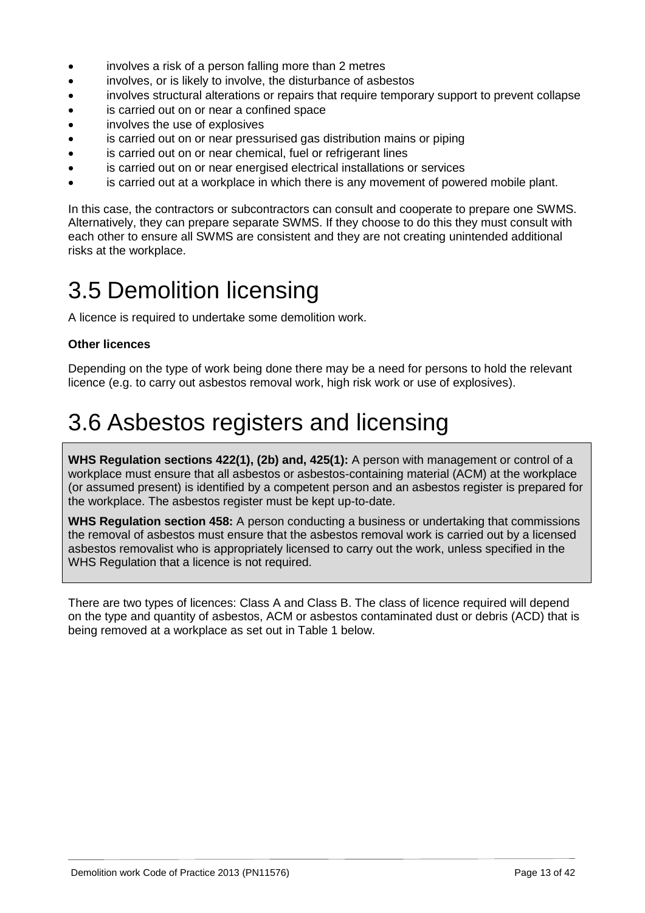- involves a risk of a person falling more than 2 metres
- involves, or is likely to involve, the disturbance of asbestos
- involves structural alterations or repairs that require temporary support to prevent collapse
- is carried out on or near a confined space
- involves the use of explosives
- is carried out on or near pressurised gas distribution mains or piping
- is carried out on or near chemical, fuel or refrigerant lines
- is carried out on or near energised electrical installations or services
- is carried out at a workplace in which there is any movement of powered mobile plant.

In this case, the contractors or subcontractors can consult and cooperate to prepare one SWMS. Alternatively, they can prepare separate SWMS. If they choose to do this they must consult with each other to ensure all SWMS are consistent and they are not creating unintended additional risks at the workplace.

# 3.5 Demolition licensing

A licence is required to undertake some demolition work.

**Other licences**

Depending on the type of work being done there may be a need for persons to hold the relevant licence (e.g. to carry out asbestos removal work, high risk work or use of explosives).

# 3.6 Asbestos registers and licensing

**WHS Regulation sections 422(1), (2b) and, 425(1):** A person with management or control of a workplace must ensure that all asbestos or asbestos-containing material (ACM) at the workplace (or assumed present) is identified by a competent person and an asbestos register is prepared for the workplace. The asbestos register must be kept up-to-date.

**WHS Regulation section 458:** A person conducting a business or undertaking that commissions the removal of asbestos must ensure that the asbestos removal work is carried out by a licensed asbestos removalist who is appropriately licensed to carry out the work, unless specified in the WHS Regulation that a licence is not required.

There are two types of licences: Class A and Class B. The class of licence required will depend on the type and quantity of asbestos, ACM or asbestos contaminated dust or debris (ACD) that is being removed at a workplace as set out in Table 1 below.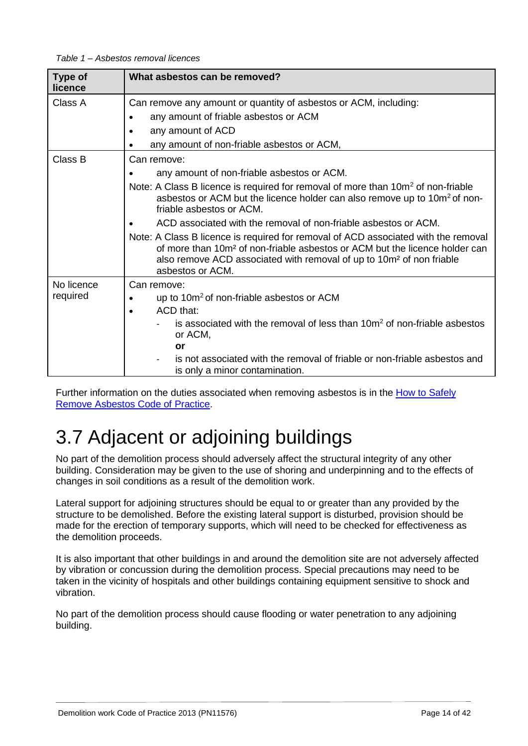*Table 1 – Asbestos removal licences*

| Type of licence | What asbestos can be removed? |
| --- | --- |
| Class A | Can remove any amount or quantity of asbestos or ACM, including:<br>• any amount of friable asbestos or ACM<br>• any amount of ACD<br>• any amount of non-friable asbestos or ACM, |
| Class B | Can remove:<br>• any amount of non-friable asbestos or ACM.<br>Note: A Class B licence is required for removal of more than 10m$^2$ of non-friable asbestos or ACM but the licence holder can also remove up to 10m$^2$ of non-friable asbestos or ACM.<br>• ACD associated with the removal of non-friable asbestos or ACM.<br>Note: A Class B licence is required for removal of ACD associated with the removal of more than 10m$^2$ of non-friable asbestos or ACM but the licence holder can also remove ACD associated with removal of up to 10m$^2$ of non friable asbestos or ACM. |
| No licence required | Can remove:<br>• up to 10m$^2$ of non-friable asbestos or ACM<br>• ACD that:<br>- is associated with the removal of less than 10m$^2$ of non-friable asbestos or ACM,<br>**or**<br>- is not associated with the removal of friable or non-friable asbestos and is only a minor contamination. |

Further information on the duties associated when removing asbestos is in the [How to Safely Remove Asbestos Code of Practice](#).

# 3.7 Adjacent or adjoining buildings

No part of the demolition process should adversely affect the structural integrity of any other building. Consideration may be given to the use of shoring and underpinning and to the effects of changes in soil conditions as a result of the demolition work.

Lateral support for adjoining structures should be equal to or greater than any provided by the structure to be demolished. Before the existing lateral support is disturbed, provision should be made for the erection of temporary supports, which will need to be checked for effectiveness as the demolition proceeds.

It is also important that other buildings in and around the demolition site are not adversely affected by vibration or concussion during the demolition process. Special precautions may need to be taken in the vicinity of hospitals and other buildings containing equipment sensitive to shock and vibration.

No part of the demolition process should cause flooding or water penetration to any adjoining building.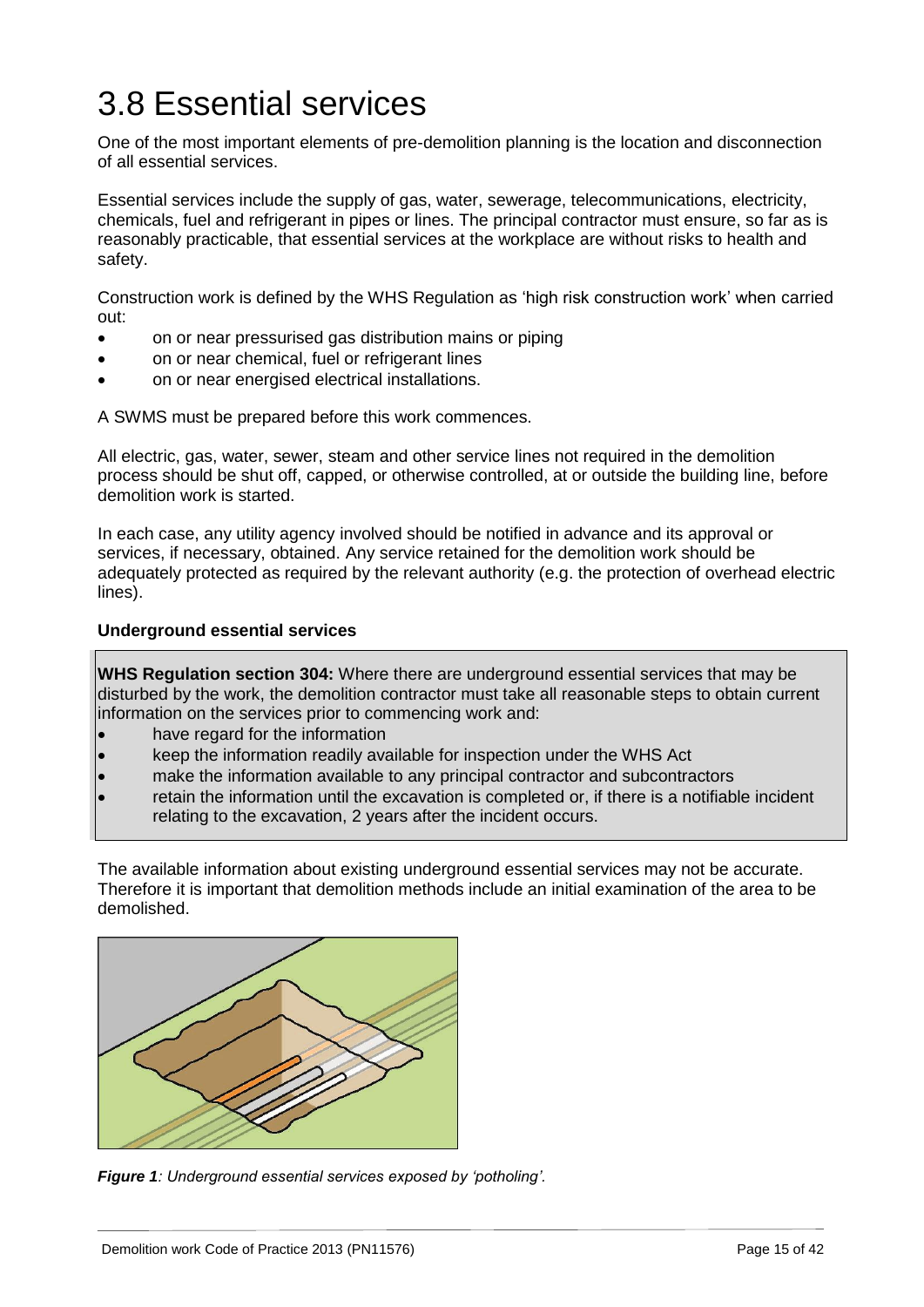# 3.8 Essential services

One of the most important elements of pre-demolition planning is the location and disconnection of all essential services.

Essential services include the supply of gas, water, sewerage, telecommunications, electricity, chemicals, fuel and refrigerant in pipes or lines. The principal contractor must ensure, so far as is reasonably practicable, that essential services at the workplace are without risks to health and safety.

Construction work is defined by the WHS Regulation as 'high risk construction work' when carried out:

- on or near pressurised gas distribution mains or piping
- on or near chemical, fuel or refrigerant lines
- on or near energised electrical installations.

A SWMS must be prepared before this work commences.

All electric, gas, water, sewer, steam and other service lines not required in the demolition process should be shut off, capped, or otherwise controlled, at or outside the building line, before demolition work is started.

In each case, any utility agency involved should be notified in advance and its approval or services, if necessary, obtained. Any service retained for the demolition work should be adequately protected as required by the relevant authority (e.g. the protection of overhead electric lines).

### Underground essential services

> **WHS Regulation section 304:** Where there are underground essential services that may be disturbed by the work, the demolition contractor must take all reasonable steps to obtain current information on the services prior to commencing work and:
>
> - have regard for the information
> - keep the information readily available for inspection under the WHS Act
> - make the information available to any principal contractor and subcontractors
> - retain the information until the excavation is completed or, if there is a notifiable incident relating to the excavation, 2 years after the incident occurs.

The available information about existing underground essential services may not be accurate. Therefore it is important that demolition methods include an initial examination of the area to be demolished.

***Figure 1**: Underground essential services exposed by 'potholing'.*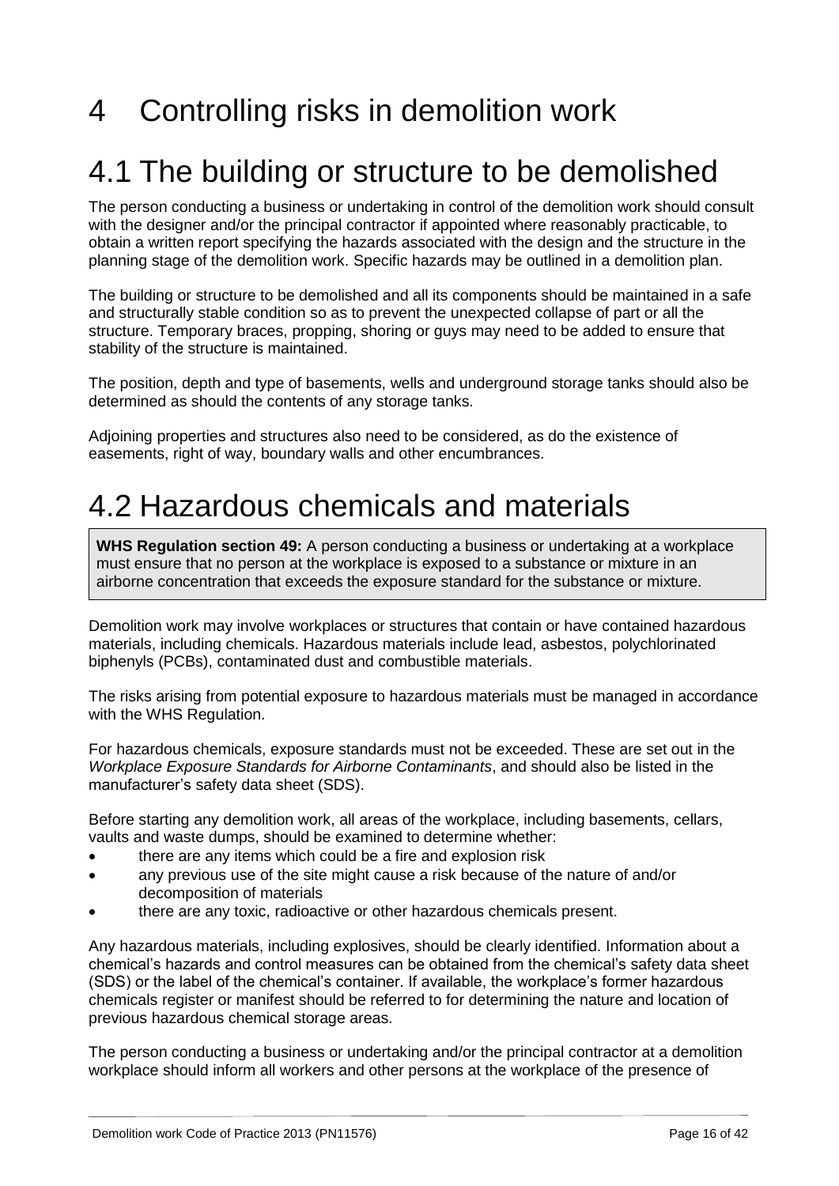# 4 Controlling risks in demolition work

# 4.1 The building or structure to be demolished

The person conducting a business or undertaking in control of the demolition work should consult with the designer and/or the principal contractor if appointed where reasonably practicable, to obtain a written report specifying the hazards associated with the design and the structure in the planning stage of the demolition work. Specific hazards may be outlined in a demolition plan.

The building or structure to be demolished and all its components should be maintained in a safe and structurally stable condition so as to prevent the unexpected collapse of part or all the structure. Temporary braces, propping, shoring or guys may need to be added to ensure that stability of the structure is maintained.

The position, depth and type of basements, wells and underground storage tanks should also be determined as should the contents of any storage tanks.

Adjoining properties and structures also need to be considered, as do the existence of easements, right of way, boundary walls and other encumbrances.

# 4.2 Hazardous chemicals and materials

> **WHS Regulation section 49:** A person conducting a business or undertaking at a workplace must ensure that no person at the workplace is exposed to a substance or mixture in an airborne concentration that exceeds the exposure standard for the substance or mixture.

Demolition work may involve workplaces or structures that contain or have contained hazardous materials, including chemicals. Hazardous materials include lead, asbestos, polychlorinated biphenyls (PCBs), contaminated dust and combustible materials.

The risks arising from potential exposure to hazardous materials must be managed in accordance with the WHS Regulation.

For hazardous chemicals, exposure standards must not be exceeded. These are set out in the *Workplace Exposure Standards for Airborne Contaminants*, and should also be listed in the manufacturer's safety data sheet (SDS).

Before starting any demolition work, all areas of the workplace, including basements, cellars, vaults and waste dumps, should be examined to determine whether:

- there are any items which could be a fire and explosion risk
- any previous use of the site might cause a risk because of the nature of and/or decomposition of materials
- there are any toxic, radioactive or other hazardous chemicals present.

Any hazardous materials, including explosives, should be clearly identified. Information about a chemical's hazards and control measures can be obtained from the chemical's safety data sheet (SDS) or the label of the chemical's container. If available, the workplace's former hazardous chemicals register or manifest should be referred to for determining the nature and location of previous hazardous chemical storage areas.

The person conducting a business or undertaking and/or the principal contractor at a demolition workplace should inform all workers and other persons at the workplace of the presence of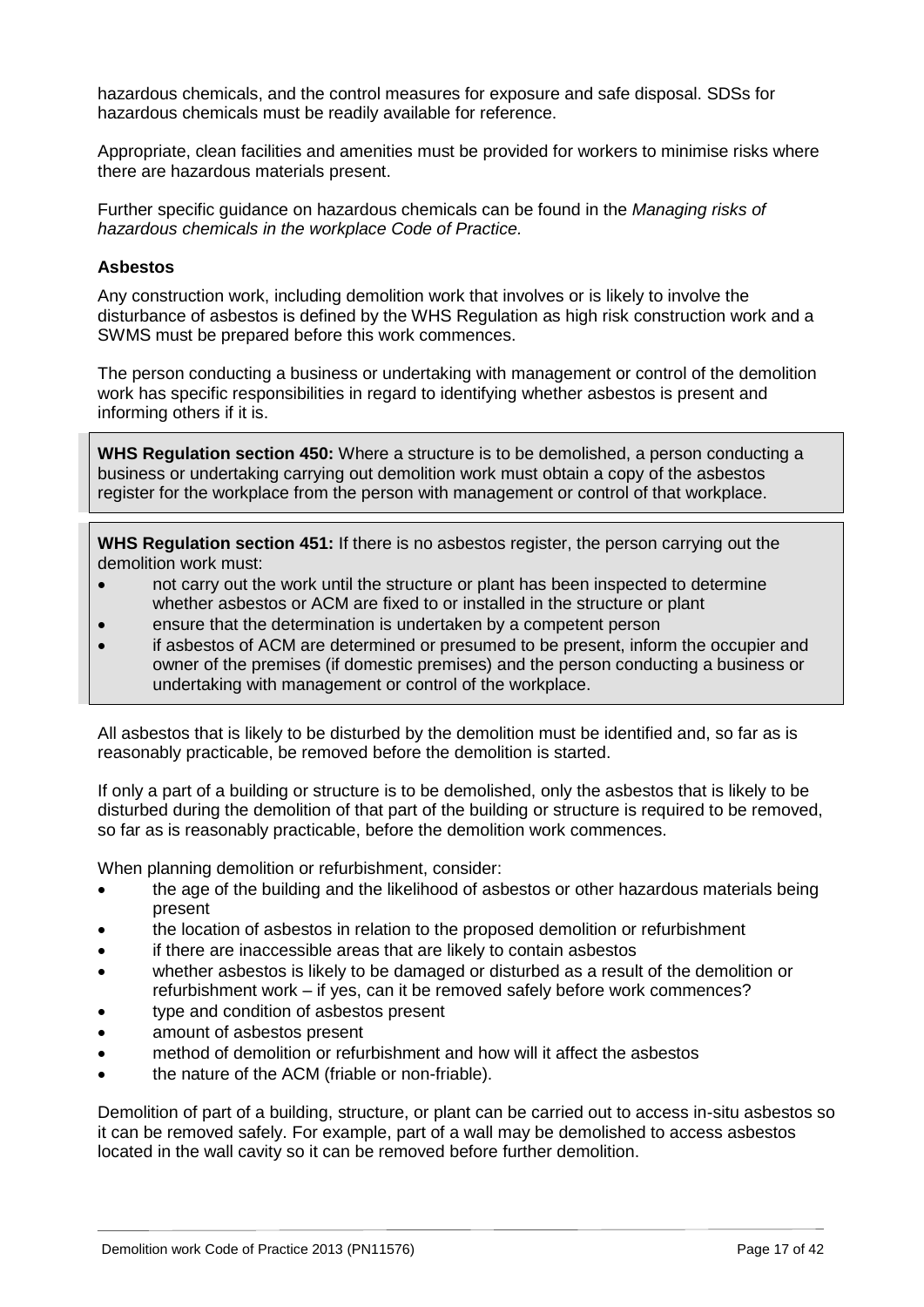hazardous chemicals, and the control measures for exposure and safe disposal. SDSs for hazardous chemicals must be readily available for reference.

Appropriate, clean facilities and amenities must be provided for workers to minimise risks where there are hazardous materials present.

Further specific guidance on hazardous chemicals can be found in the *Managing risks of hazardous chemicals in the workplace Code of Practice.*

### Asbestos

Any construction work, including demolition work that involves or is likely to involve the disturbance of asbestos is defined by the WHS Regulation as high risk construction work and a SWMS must be prepared before this work commences.

The person conducting a business or undertaking with management or control of the demolition work has specific responsibilities in regard to identifying whether asbestos is present and informing others if it is.

> **WHS Regulation section 450:** Where a structure is to be demolished, a person conducting a business or undertaking carrying out demolition work must obtain a copy of the asbestos register for the workplace from the person with management or control of that workplace.

> **WHS Regulation section 451:** If there is no asbestos register, the person carrying out the demolition work must:
>
> - not carry out the work until the structure or plant has been inspected to determine whether asbestos or ACM are fixed to or installed in the structure or plant
> - ensure that the determination is undertaken by a competent person
> - if asbestos of ACM are determined or presumed to be present, inform the occupier and owner of the premises (if domestic premises) and the person conducting a business or undertaking with management or control of the workplace.

All asbestos that is likely to be disturbed by the demolition must be identified and, so far as is reasonably practicable, be removed before the demolition is started.

If only a part of a building or structure is to be demolished, only the asbestos that is likely to be disturbed during the demolition of that part of the building or structure is required to be removed, so far as is reasonably practicable, before the demolition work commences.

When planning demolition or refurbishment, consider:

- the age of the building and the likelihood of asbestos or other hazardous materials being present
- the location of asbestos in relation to the proposed demolition or refurbishment
- if there are inaccessible areas that are likely to contain asbestos
- whether asbestos is likely to be damaged or disturbed as a result of the demolition or refurbishment work – if yes, can it be removed safely before work commences?
- type and condition of asbestos present
- amount of asbestos present
- method of demolition or refurbishment and how will it affect the asbestos
- the nature of the ACM (friable or non-friable).

Demolition of part of a building, structure, or plant can be carried out to access in-situ asbestos so it can be removed safely. For example, part of a wall may be demolished to access asbestos located in the wall cavity so it can be removed before further demolition.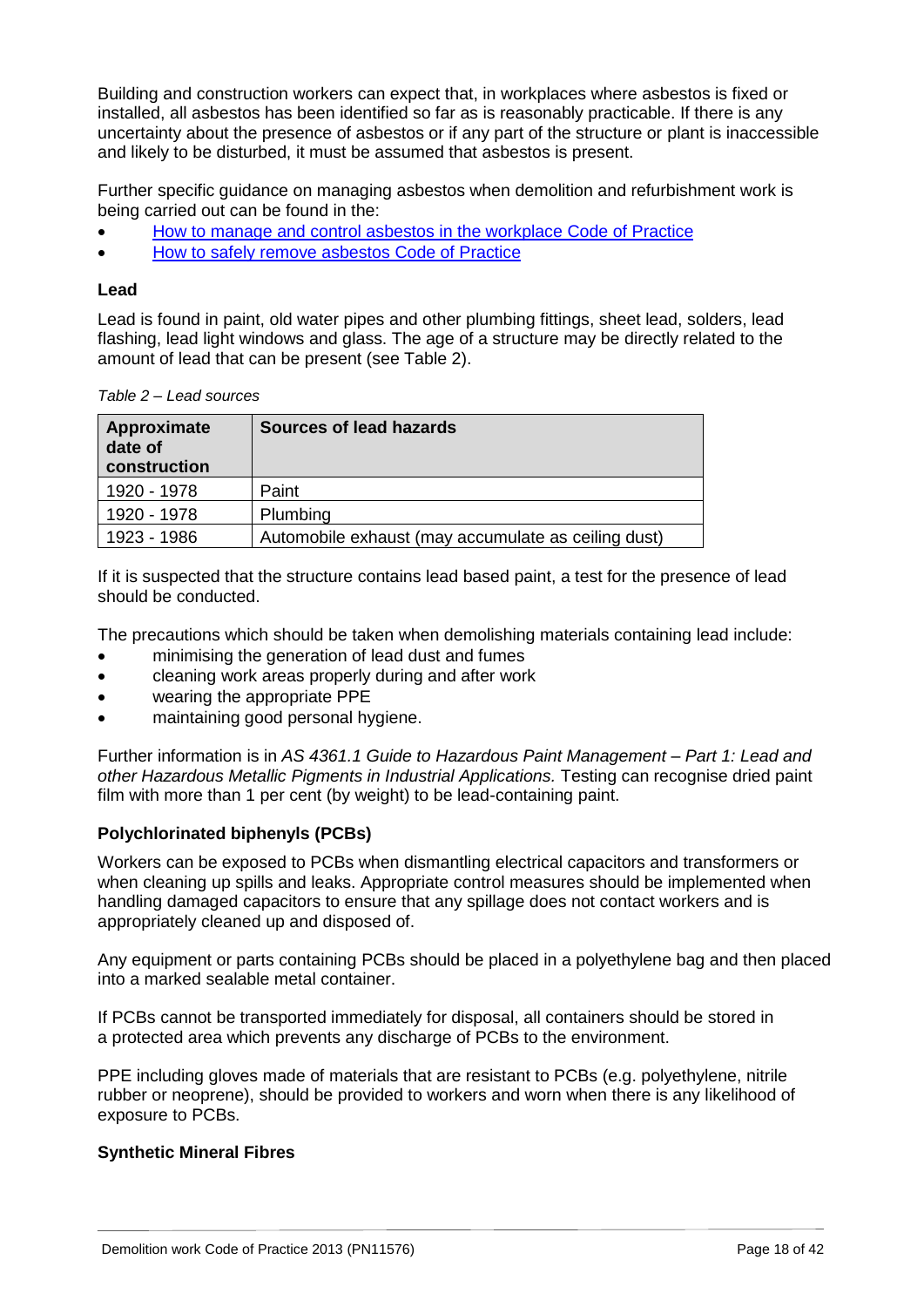Building and construction workers can expect that, in workplaces where asbestos is fixed or installed, all asbestos has been identified so far as is reasonably practicable. If there is any uncertainty about the presence of asbestos or if any part of the structure or plant is inaccessible and likely to be disturbed, it must be assumed that asbestos is present.

Further specific guidance on managing asbestos when demolition and refurbishment work is being carried out can be found in the:

- How to manage and control asbestos in the workplace Code of Practice
- How to safely remove asbestos Code of Practice

### Lead

Lead is found in paint, old water pipes and other plumbing fittings, sheet lead, solders, lead flashing, lead light windows and glass. The age of a structure may be directly related to the amount of lead that can be present (see Table 2).

*Table 2 – Lead sources*

| Approximate date of construction | Sources of lead hazards |
|---|---|
| 1920 - 1978 | Paint |
| 1920 - 1978 | Plumbing |
| 1923 - 1986 | Automobile exhaust (may accumulate as ceiling dust) |

If it is suspected that the structure contains lead based paint, a test for the presence of lead should be conducted.

The precautions which should be taken when demolishing materials containing lead include:

- minimising the generation of lead dust and fumes
- cleaning work areas properly during and after work
- wearing the appropriate PPE
- maintaining good personal hygiene.

Further information is in *AS 4361.1 Guide to Hazardous Paint Management – Part 1: Lead and other Hazardous Metallic Pigments in Industrial Applications.* Testing can recognise dried paint film with more than 1 per cent (by weight) to be lead-containing paint.

### Polychlorinated biphenyls (PCBs)

Workers can be exposed to PCBs when dismantling electrical capacitors and transformers or when cleaning up spills and leaks. Appropriate control measures should be implemented when handling damaged capacitors to ensure that any spillage does not contact workers and is appropriately cleaned up and disposed of.

Any equipment or parts containing PCBs should be placed in a polyethylene bag and then placed into a marked sealable metal container.

If PCBs cannot be transported immediately for disposal, all containers should be stored in a protected area which prevents any discharge of PCBs to the environment.

PPE including gloves made of materials that are resistant to PCBs (e.g. polyethylene, nitrile rubber or neoprene), should be provided to workers and worn when there is any likelihood of exposure to PCBs.

### Synthetic Mineral Fibres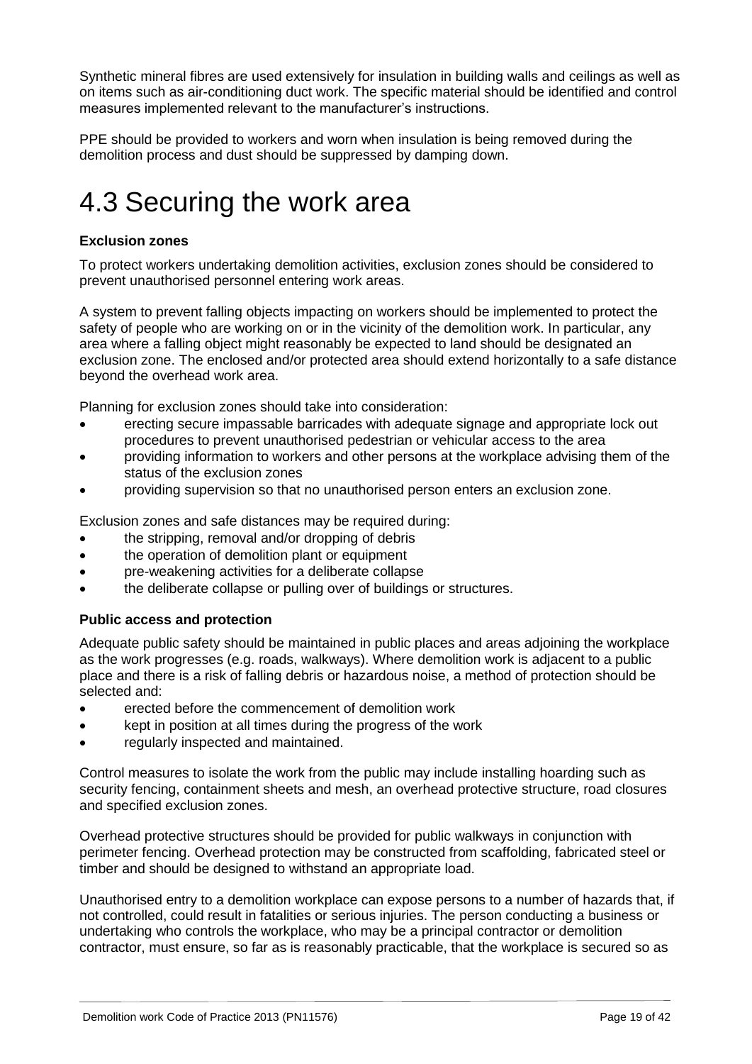Synthetic mineral fibres are used extensively for insulation in building walls and ceilings as well as on items such as air-conditioning duct work. The specific material should be identified and control measures implemented relevant to the manufacturer's instructions.

PPE should be provided to workers and worn when insulation is being removed during the demolition process and dust should be suppressed by damping down.

# 4.3 Securing the work area

**Exclusion zones**

To protect workers undertaking demolition activities, exclusion zones should be considered to prevent unauthorised personnel entering work areas.

A system to prevent falling objects impacting on workers should be implemented to protect the safety of people who are working on or in the vicinity of the demolition work. In particular, any area where a falling object might reasonably be expected to land should be designated an exclusion zone. The enclosed and/or protected area should extend horizontally to a safe distance beyond the overhead work area.

Planning for exclusion zones should take into consideration:

- erecting secure impassable barricades with adequate signage and appropriate lock out procedures to prevent unauthorised pedestrian or vehicular access to the area
- providing information to workers and other persons at the workplace advising them of the status of the exclusion zones
- providing supervision so that no unauthorised person enters an exclusion zone.

Exclusion zones and safe distances may be required during:

- the stripping, removal and/or dropping of debris
- the operation of demolition plant or equipment
- pre-weakening activities for a deliberate collapse
- the deliberate collapse or pulling over of buildings or structures.

**Public access and protection**

Adequate public safety should be maintained in public places and areas adjoining the workplace as the work progresses (e.g. roads, walkways). Where demolition work is adjacent to a public place and there is a risk of falling debris or hazardous noise, a method of protection should be selected and:

- erected before the commencement of demolition work
- kept in position at all times during the progress of the work
- regularly inspected and maintained.

Control measures to isolate the work from the public may include installing hoarding such as security fencing, containment sheets and mesh, an overhead protective structure, road closures and specified exclusion zones.

Overhead protective structures should be provided for public walkways in conjunction with perimeter fencing. Overhead protection may be constructed from scaffolding, fabricated steel or timber and should be designed to withstand an appropriate load.

Unauthorised entry to a demolition workplace can expose persons to a number of hazards that, if not controlled, could result in fatalities or serious injuries. The person conducting a business or undertaking who controls the workplace, who may be a principal contractor or demolition contractor, must ensure, so far as is reasonably practicable, that the workplace is secured so as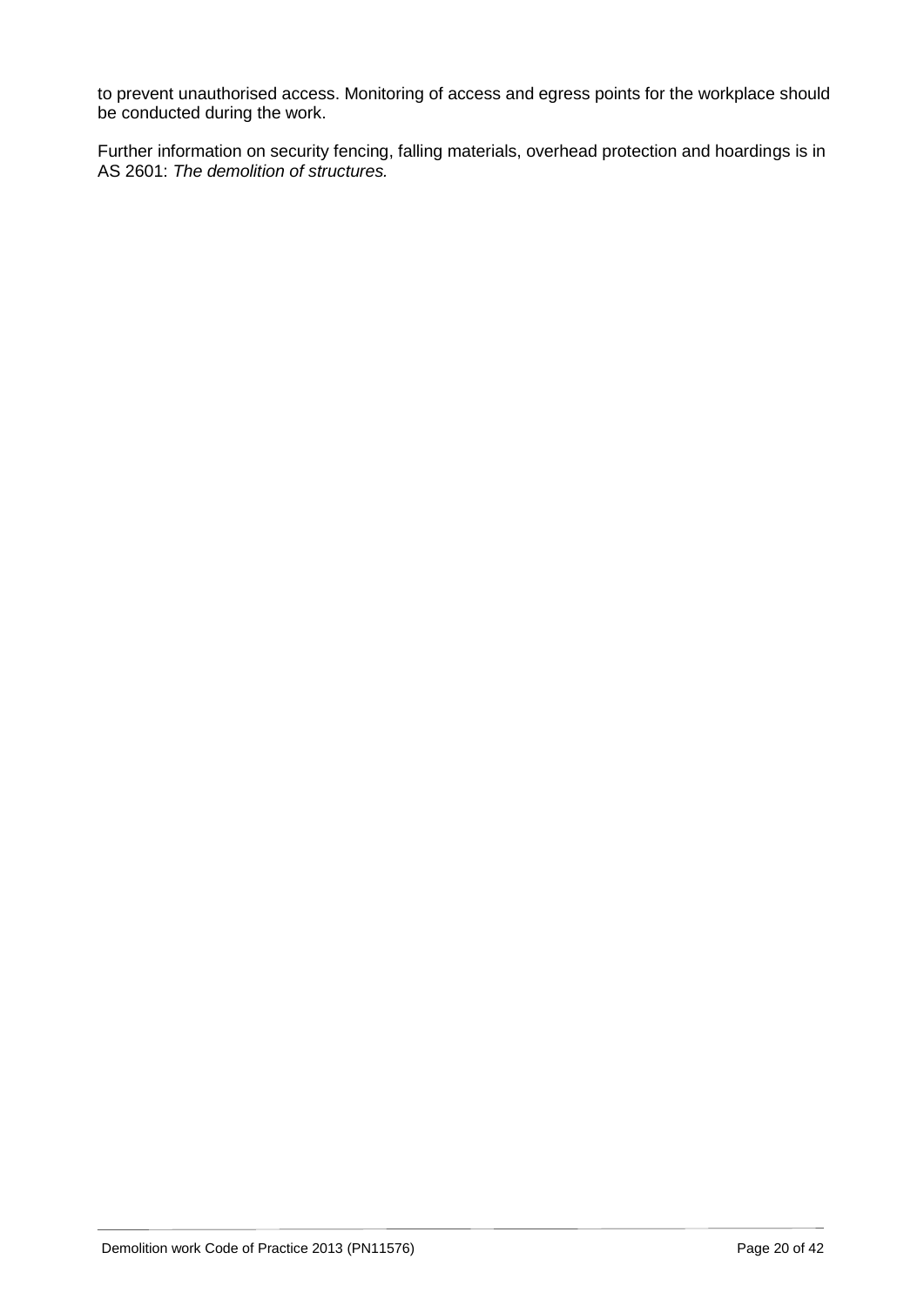to prevent unauthorised access. Monitoring of access and egress points for the workplace should be conducted during the work.

Further information on security fencing, falling materials, overhead protection and hoardings is in AS 2601: *The demolition of structures.*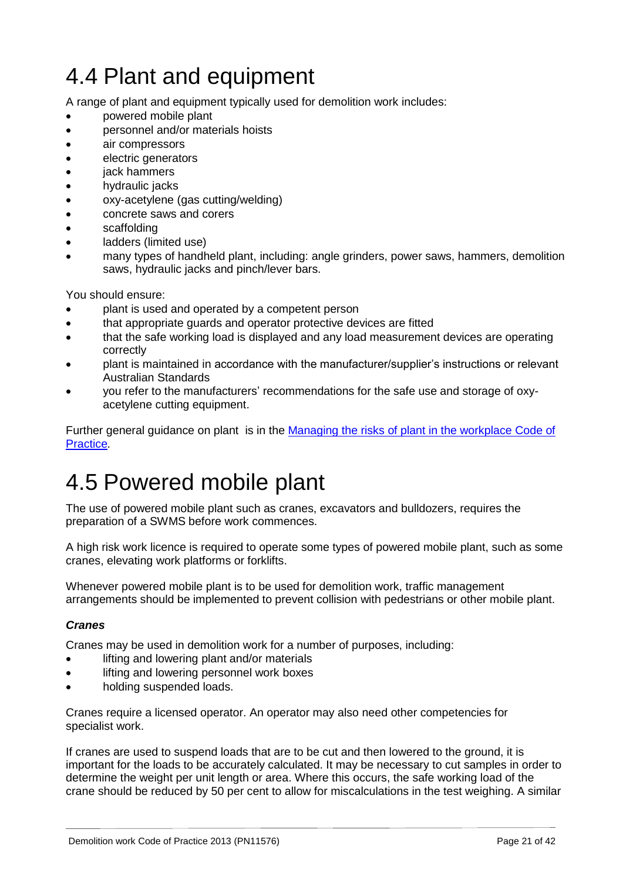# 4.4 Plant and equipment

A range of plant and equipment typically used for demolition work includes:

- powered mobile plant
- personnel and/or materials hoists
- air compressors
- electric generators
- jack hammers
- hydraulic jacks
- oxy-acetylene (gas cutting/welding)
- concrete saws and corers
- scaffolding
- ladders (limited use)
- many types of handheld plant, including: angle grinders, power saws, hammers, demolition saws, hydraulic jacks and pinch/lever bars.

You should ensure:

- plant is used and operated by a competent person
- that appropriate guards and operator protective devices are fitted
- that the safe working load is displayed and any load measurement devices are operating correctly
- plant is maintained in accordance with the manufacturer/supplier's instructions or relevant Australian Standards
- you refer to the manufacturers' recommendations for the safe use and storage of oxy-acetylene cutting equipment.

Further general guidance on plant is in the [Managing the risks of plant in the workplace Code of Practice](#).

# 4.5 Powered mobile plant

The use of powered mobile plant such as cranes, excavators and bulldozers, requires the preparation of a SWMS before work commences.

A high risk work licence is required to operate some types of powered mobile plant, such as some cranes, elevating work platforms or forklifts.

Whenever powered mobile plant is to be used for demolition work, traffic management arrangements should be implemented to prevent collision with pedestrians or other mobile plant.

### *Cranes*

Cranes may be used in demolition work for a number of purposes, including:

- lifting and lowering plant and/or materials
- lifting and lowering personnel work boxes
- holding suspended loads.

Cranes require a licensed operator. An operator may also need other competencies for specialist work.

If cranes are used to suspend loads that are to be cut and then lowered to the ground, it is important for the loads to be accurately calculated. It may be necessary to cut samples in order to determine the weight per unit length or area. Where this occurs, the safe working load of the crane should be reduced by 50 per cent to allow for miscalculations in the test weighing. A similar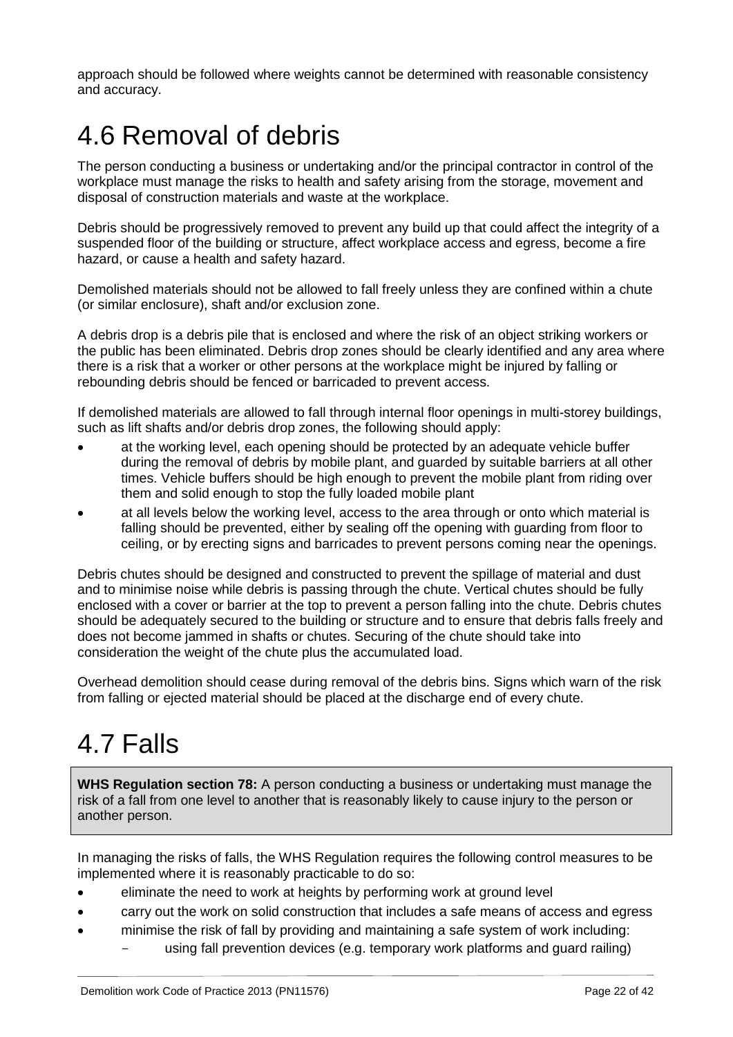approach should be followed where weights cannot be determined with reasonable consistency and accuracy.

# 4.6 Removal of debris

The person conducting a business or undertaking and/or the principal contractor in control of the workplace must manage the risks to health and safety arising from the storage, movement and disposal of construction materials and waste at the workplace.

Debris should be progressively removed to prevent any build up that could affect the integrity of a suspended floor of the building or structure, affect workplace access and egress, become a fire hazard, or cause a health and safety hazard.

Demolished materials should not be allowed to fall freely unless they are confined within a chute (or similar enclosure), shaft and/or exclusion zone.

A debris drop is a debris pile that is enclosed and where the risk of an object striking workers or the public has been eliminated. Debris drop zones should be clearly identified and any area where there is a risk that a worker or other persons at the workplace might be injured by falling or rebounding debris should be fenced or barricaded to prevent access.

If demolished materials are allowed to fall through internal floor openings in multi-storey buildings, such as lift shafts and/or debris drop zones, the following should apply:

- at the working level, each opening should be protected by an adequate vehicle buffer during the removal of debris by mobile plant, and guarded by suitable barriers at all other times. Vehicle buffers should be high enough to prevent the mobile plant from riding over them and solid enough to stop the fully loaded mobile plant
- at all levels below the working level, access to the area through or onto which material is falling should be prevented, either by sealing off the opening with guarding from floor to ceiling, or by erecting signs and barricades to prevent persons coming near the openings.

Debris chutes should be designed and constructed to prevent the spillage of material and dust and to minimise noise while debris is passing through the chute. Vertical chutes should be fully enclosed with a cover or barrier at the top to prevent a person falling into the chute. Debris chutes should be adequately secured to the building or structure and to ensure that debris falls freely and does not become jammed in shafts or chutes. Securing of the chute should take into consideration the weight of the chute plus the accumulated load.

Overhead demolition should cease during removal of the debris bins. Signs which warn of the risk from falling or ejected material should be placed at the discharge end of every chute.

# 4.7 Falls

> **WHS Regulation section 78:** A person conducting a business or undertaking must manage the risk of a fall from one level to another that is reasonably likely to cause injury to the person or another person.

In managing the risks of falls, the WHS Regulation requires the following control measures to be implemented where it is reasonably practicable to do so:

- eliminate the need to work at heights by performing work at ground level
- carry out the work on solid construction that includes a safe means of access and egress
- minimise the risk of fall by providing and maintaining a safe system of work including:
  - using fall prevention devices (e.g. temporary work platforms and guard railing)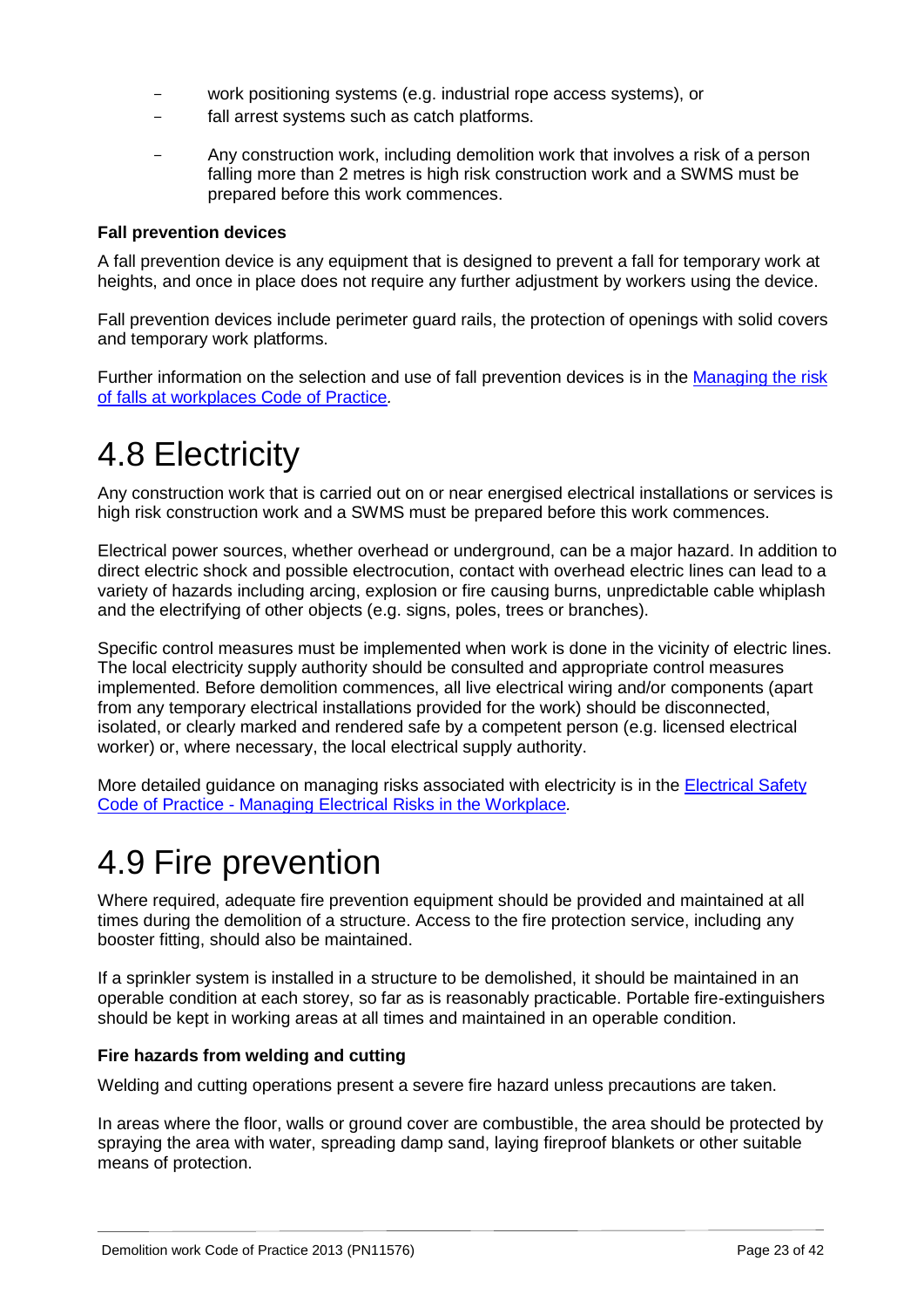- work positioning systems (e.g. industrial rope access systems), or
- fall arrest systems such as catch platforms.
- Any construction work, including demolition work that involves a risk of a person falling more than 2 metres is high risk construction work and a SWMS must be prepared before this work commences.

**Fall prevention devices**

A fall prevention device is any equipment that is designed to prevent a fall for temporary work at heights, and once in place does not require any further adjustment by workers using the device.

Fall prevention devices include perimeter guard rails, the protection of openings with solid covers and temporary work platforms.

Further information on the selection and use of fall prevention devices is in the [Managing the risk of falls at workplaces Code of Practice](#).

# 4.8 Electricity

Any construction work that is carried out on or near energised electrical installations or services is high risk construction work and a SWMS must be prepared before this work commences.

Electrical power sources, whether overhead or underground, can be a major hazard. In addition to direct electric shock and possible electrocution, contact with overhead electric lines can lead to a variety of hazards including arcing, explosion or fire causing burns, unpredictable cable whiplash and the electrifying of other objects (e.g. signs, poles, trees or branches).

Specific control measures must be implemented when work is done in the vicinity of electric lines. The local electricity supply authority should be consulted and appropriate control measures implemented. Before demolition commences, all live electrical wiring and/or components (apart from any temporary electrical installations provided for the work) should be disconnected, isolated, or clearly marked and rendered safe by a competent person (e.g. licensed electrical worker) or, where necessary, the local electrical supply authority.

More detailed guidance on managing risks associated with electricity is in the [Electrical Safety Code of Practice - Managing Electrical Risks in the Workplace](#).

# 4.9 Fire prevention

Where required, adequate fire prevention equipment should be provided and maintained at all times during the demolition of a structure. Access to the fire protection service, including any booster fitting, should also be maintained.

If a sprinkler system is installed in a structure to be demolished, it should be maintained in an operable condition at each storey, so far as is reasonably practicable. Portable fire-extinguishers should be kept in working areas at all times and maintained in an operable condition.

**Fire hazards from welding and cutting**

Welding and cutting operations present a severe fire hazard unless precautions are taken.

In areas where the floor, walls or ground cover are combustible, the area should be protected by spraying the area with water, spreading damp sand, laying fireproof blankets or other suitable means of protection.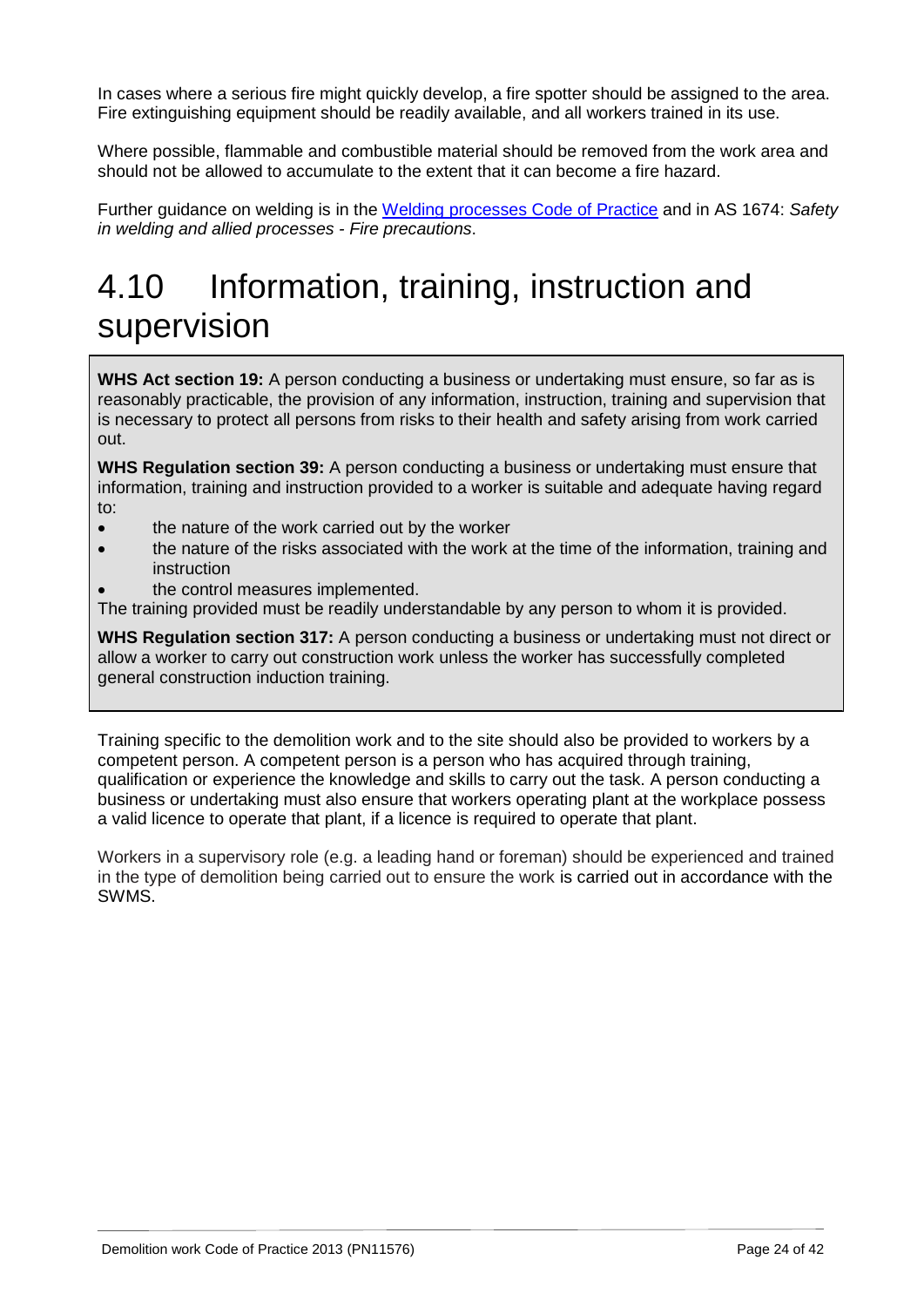In cases where a serious fire might quickly develop, a fire spotter should be assigned to the area. Fire extinguishing equipment should be readily available, and all workers trained in its use.

Where possible, flammable and combustible material should be removed from the work area and should not be allowed to accumulate to the extent that it can become a fire hazard.

Further guidance on welding is in the [Welding processes Code of Practice]() and in AS 1674: *Safety in welding and allied processes - Fire precautions*.

# 4.10 Information, training, instruction and supervision

> **WHS Act section 19:** A person conducting a business or undertaking must ensure, so far as is reasonably practicable, the provision of any information, instruction, training and supervision that is necessary to protect all persons from risks to their health and safety arising from work carried out.
>
> **WHS Regulation section 39:** A person conducting a business or undertaking must ensure that information, training and instruction provided to a worker is suitable and adequate having regard to:
>
> - the nature of the work carried out by the worker
> - the nature of the risks associated with the work at the time of the information, training and instruction
> - the control measures implemented.
>
> The training provided must be readily understandable by any person to whom it is provided.
>
> **WHS Regulation section 317:** A person conducting a business or undertaking must not direct or allow a worker to carry out construction work unless the worker has successfully completed general construction induction training.

Training specific to the demolition work and to the site should also be provided to workers by a competent person. A competent person is a person who has acquired through training, qualification or experience the knowledge and skills to carry out the task. A person conducting a business or undertaking must also ensure that workers operating plant at the workplace possess a valid licence to operate that plant, if a licence is required to operate that plant.

Workers in a supervisory role (e.g. a leading hand or foreman) should be experienced and trained in the type of demolition being carried out to ensure the work is carried out in accordance with the SWMS.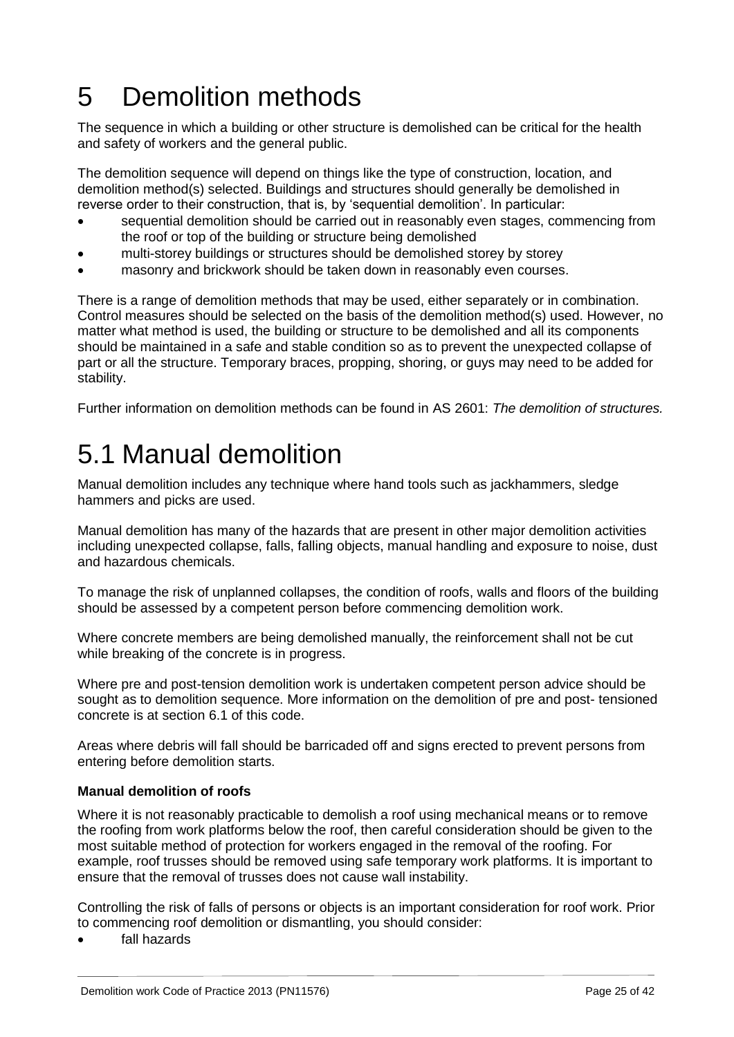# 5 Demolition methods

The sequence in which a building or other structure is demolished can be critical for the health and safety of workers and the general public.

The demolition sequence will depend on things like the type of construction, location, and demolition method(s) selected. Buildings and structures should generally be demolished in reverse order to their construction, that is, by 'sequential demolition'. In particular:

- sequential demolition should be carried out in reasonably even stages, commencing from the roof or top of the building or structure being demolished
- multi-storey buildings or structures should be demolished storey by storey
- masonry and brickwork should be taken down in reasonably even courses.

There is a range of demolition methods that may be used, either separately or in combination. Control measures should be selected on the basis of the demolition method(s) used. However, no matter what method is used, the building or structure to be demolished and all its components should be maintained in a safe and stable condition so as to prevent the unexpected collapse of part or all the structure. Temporary braces, propping, shoring, or guys may need to be added for stability.

Further information on demolition methods can be found in AS 2601: *The demolition of structures.*

# 5.1 Manual demolition

Manual demolition includes any technique where hand tools such as jackhammers, sledge hammers and picks are used.

Manual demolition has many of the hazards that are present in other major demolition activities including unexpected collapse, falls, falling objects, manual handling and exposure to noise, dust and hazardous chemicals.

To manage the risk of unplanned collapses, the condition of roofs, walls and floors of the building should be assessed by a competent person before commencing demolition work.

Where concrete members are being demolished manually, the reinforcement shall not be cut while breaking of the concrete is in progress.

Where pre and post-tension demolition work is undertaken competent person advice should be sought as to demolition sequence. More information on the demolition of pre and post- tensioned concrete is at section 6.1 of this code.

Areas where debris will fall should be barricaded off and signs erected to prevent persons from entering before demolition starts.

**Manual demolition of roofs**

Where it is not reasonably practicable to demolish a roof using mechanical means or to remove the roofing from work platforms below the roof, then careful consideration should be given to the most suitable method of protection for workers engaged in the removal of the roofing. For example, roof trusses should be removed using safe temporary work platforms. It is important to ensure that the removal of trusses does not cause wall instability.

Controlling the risk of falls of persons or objects is an important consideration for roof work. Prior to commencing roof demolition or dismantling, you should consider:

- fall hazards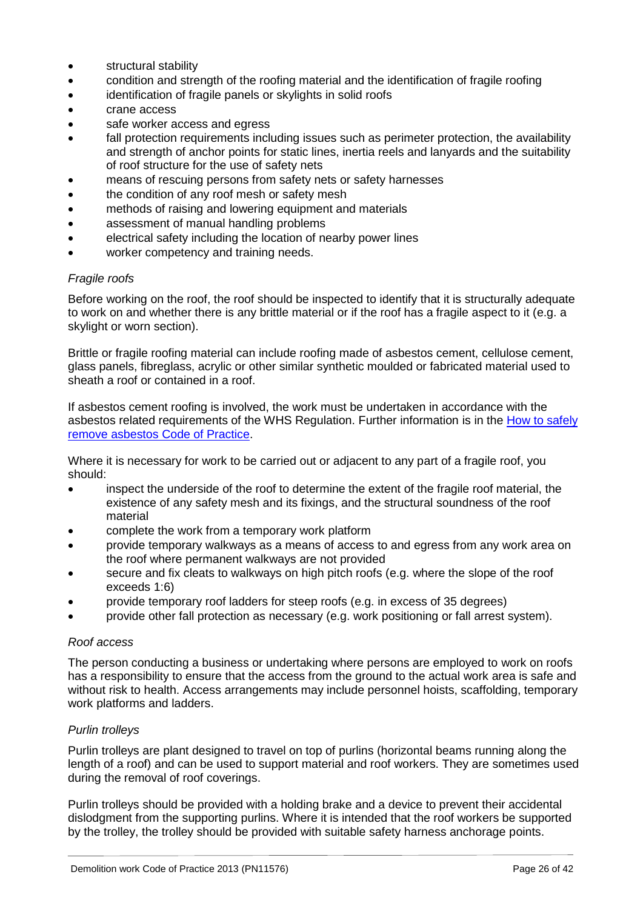- structural stability
- condition and strength of the roofing material and the identification of fragile roofing
- identification of fragile panels or skylights in solid roofs
- crane access
- safe worker access and egress
- fall protection requirements including issues such as perimeter protection, the availability and strength of anchor points for static lines, inertia reels and lanyards and the suitability of roof structure for the use of safety nets
- means of rescuing persons from safety nets or safety harnesses
- the condition of any roof mesh or safety mesh
- methods of raising and lowering equipment and materials
- assessment of manual handling problems
- electrical safety including the location of nearby power lines
- worker competency and training needs.

*Fragile roofs*

Before working on the roof, the roof should be inspected to identify that it is structurally adequate to work on and whether there is any brittle material or if the roof has a fragile aspect to it (e.g. a skylight or worn section).

Brittle or fragile roofing material can include roofing made of asbestos cement, cellulose cement, glass panels, fibreglass, acrylic or other similar synthetic moulded or fabricated material used to sheath a roof or contained in a roof.

If asbestos cement roofing is involved, the work must be undertaken in accordance with the asbestos related requirements of the WHS Regulation. Further information is in the [How to safely remove asbestos Code of Practice](How to safely remove asbestos Code of Practice).

Where it is necessary for work to be carried out or adjacent to any part of a fragile roof, you should:

- inspect the underside of the roof to determine the extent of the fragile roof material, the existence of any safety mesh and its fixings, and the structural soundness of the roof material
- complete the work from a temporary work platform
- provide temporary walkways as a means of access to and egress from any work area on the roof where permanent walkways are not provided
- secure and fix cleats to walkways on high pitch roofs (e.g. where the slope of the roof exceeds 1:6)
- provide temporary roof ladders for steep roofs (e.g. in excess of 35 degrees)
- provide other fall protection as necessary (e.g. work positioning or fall arrest system).

*Roof access*

The person conducting a business or undertaking where persons are employed to work on roofs has a responsibility to ensure that the access from the ground to the actual work area is safe and without risk to health. Access arrangements may include personnel hoists, scaffolding, temporary work platforms and ladders.

*Purlin trolleys*

Purlin trolleys are plant designed to travel on top of purlins (horizontal beams running along the length of a roof) and can be used to support material and roof workers. They are sometimes used during the removal of roof coverings.

Purlin trolleys should be provided with a holding brake and a device to prevent their accidental dislodgment from the supporting purlins. Where it is intended that the roof workers be supported by the trolley, the trolley should be provided with suitable safety harness anchorage points.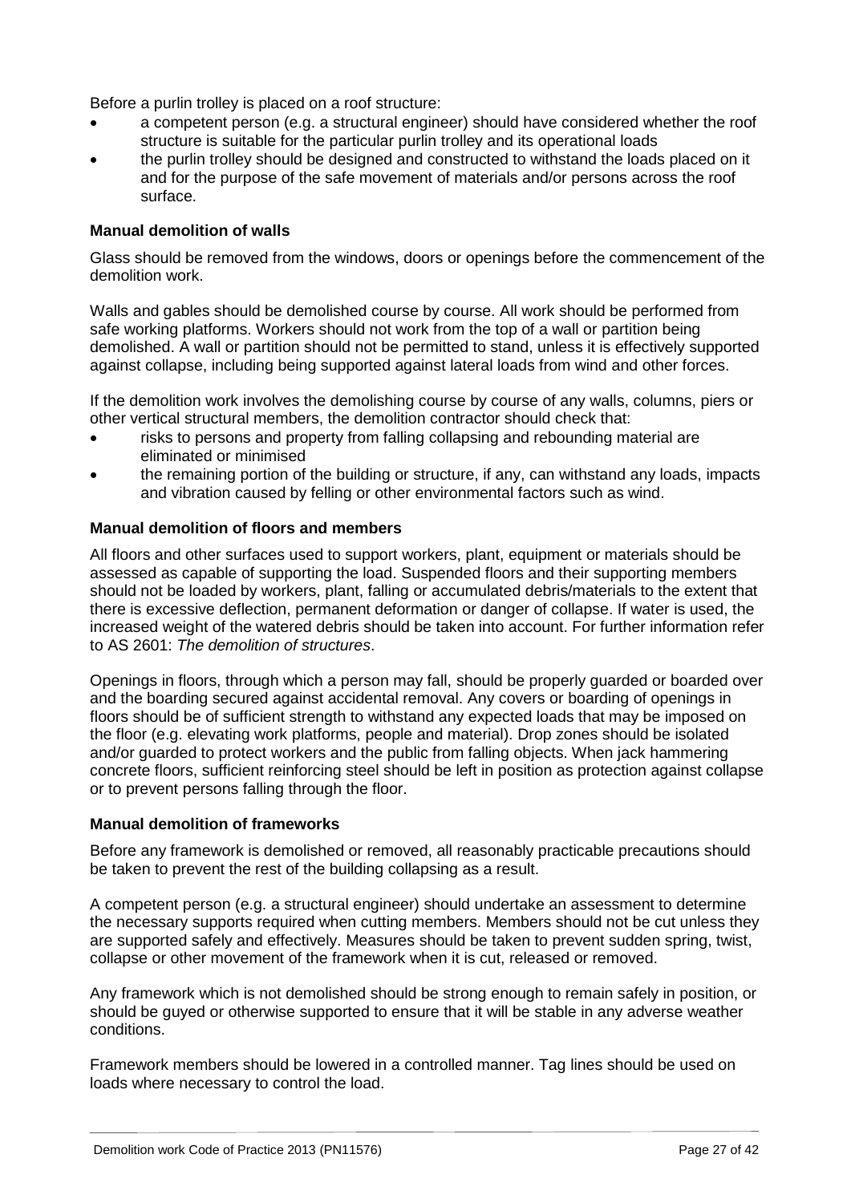Before a purlin trolley is placed on a roof structure:

- a competent person (e.g. a structural engineer) should have considered whether the roof structure is suitable for the particular purlin trolley and its operational loads
- the purlin trolley should be designed and constructed to withstand the loads placed on it and for the purpose of the safe movement of materials and/or persons across the roof surface.

### Manual demolition of walls

Glass should be removed from the windows, doors or openings before the commencement of the demolition work.

Walls and gables should be demolished course by course. All work should be performed from safe working platforms. Workers should not work from the top of a wall or partition being demolished. A wall or partition should not be permitted to stand, unless it is effectively supported against collapse, including being supported against lateral loads from wind and other forces.

If the demolition work involves the demolishing course by course of any walls, columns, piers or other vertical structural members, the demolition contractor should check that:

- risks to persons and property from falling collapsing and rebounding material are eliminated or minimised
- the remaining portion of the building or structure, if any, can withstand any loads, impacts and vibration caused by felling or other environmental factors such as wind.

### Manual demolition of floors and members

All floors and other surfaces used to support workers, plant, equipment or materials should be assessed as capable of supporting the load. Suspended floors and their supporting members should not be loaded by workers, plant, falling or accumulated debris/materials to the extent that there is excessive deflection, permanent deformation or danger of collapse. If water is used, the increased weight of the watered debris should be taken into account. For further information refer to AS 2601: *The demolition of structures*.

Openings in floors, through which a person may fall, should be properly guarded or boarded over and the boarding secured against accidental removal. Any covers or boarding of openings in floors should be of sufficient strength to withstand any expected loads that may be imposed on the floor (e.g. elevating work platforms, people and material). Drop zones should be isolated and/or guarded to protect workers and the public from falling objects. When jack hammering concrete floors, sufficient reinforcing steel should be left in position as protection against collapse or to prevent persons falling through the floor.

### Manual demolition of frameworks

Before any framework is demolished or removed, all reasonably practicable precautions should be taken to prevent the rest of the building collapsing as a result.

A competent person (e.g. a structural engineer) should undertake an assessment to determine the necessary supports required when cutting members. Members should not be cut unless they are supported safely and effectively. Measures should be taken to prevent sudden spring, twist, collapse or other movement of the framework when it is cut, released or removed.

Any framework which is not demolished should be strong enough to remain safely in position, or should be guyed or otherwise supported to ensure that it will be stable in any adverse weather conditions.

Framework members should be lowered in a controlled manner. Tag lines should be used on loads where necessary to control the load.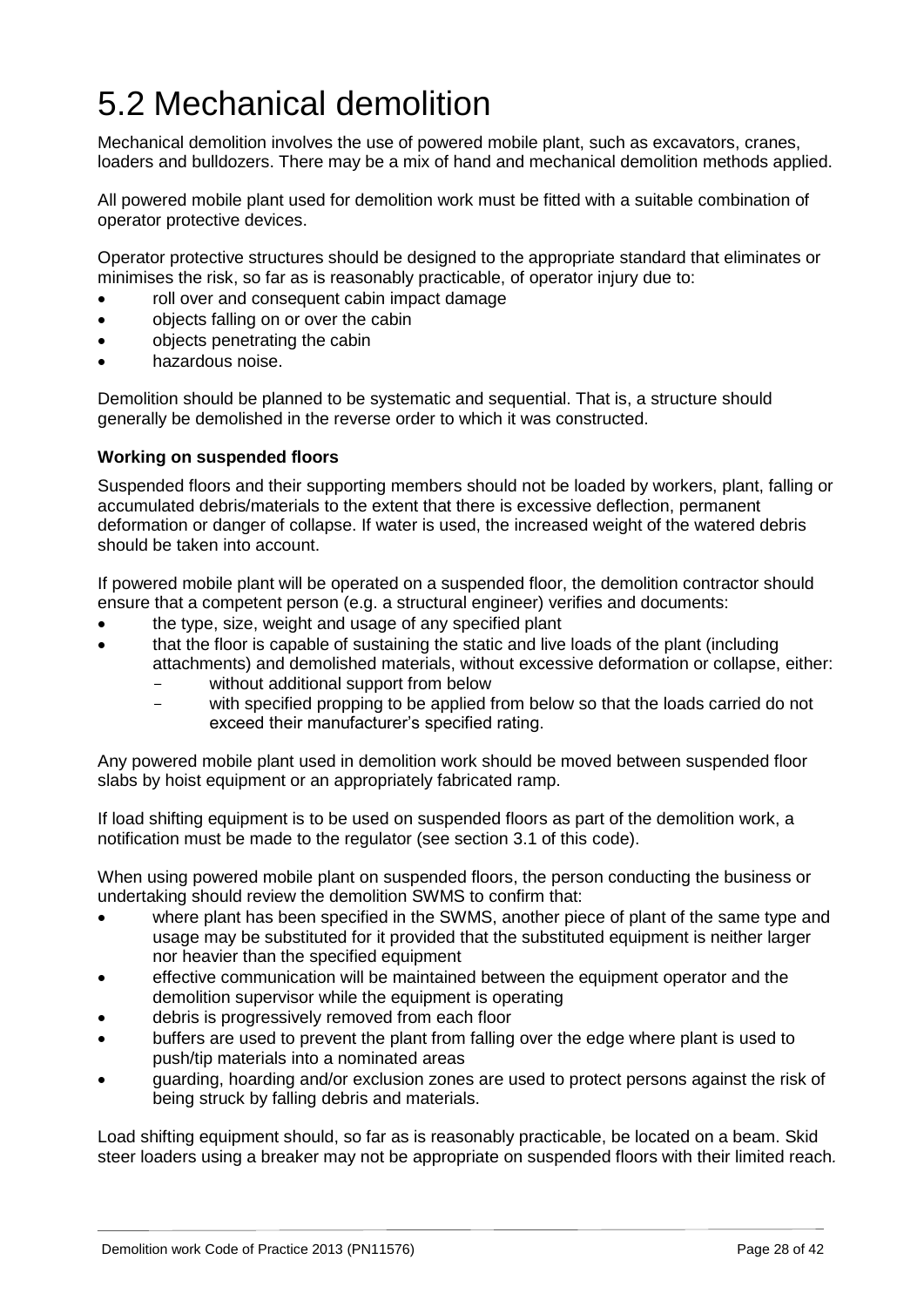# 5.2 Mechanical demolition

Mechanical demolition involves the use of powered mobile plant, such as excavators, cranes, loaders and bulldozers. There may be a mix of hand and mechanical demolition methods applied.

All powered mobile plant used for demolition work must be fitted with a suitable combination of operator protective devices.

Operator protective structures should be designed to the appropriate standard that eliminates or minimises the risk, so far as is reasonably practicable, of operator injury due to:

- roll over and consequent cabin impact damage
- objects falling on or over the cabin
- objects penetrating the cabin
- hazardous noise.

Demolition should be planned to be systematic and sequential. That is, a structure should generally be demolished in the reverse order to which it was constructed.

**Working on suspended floors**

Suspended floors and their supporting members should not be loaded by workers, plant, falling or accumulated debris/materials to the extent that there is excessive deflection, permanent deformation or danger of collapse. If water is used, the increased weight of the watered debris should be taken into account.

If powered mobile plant will be operated on a suspended floor, the demolition contractor should ensure that a competent person (e.g. a structural engineer) verifies and documents:

- the type, size, weight and usage of any specified plant
- that the floor is capable of sustaining the static and live loads of the plant (including attachments) and demolished materials, without excessive deformation or collapse, either:
  - without additional support from below
  - with specified propping to be applied from below so that the loads carried do not exceed their manufacturer's specified rating.

Any powered mobile plant used in demolition work should be moved between suspended floor slabs by hoist equipment or an appropriately fabricated ramp.

If load shifting equipment is to be used on suspended floors as part of the demolition work, a notification must be made to the regulator (see section 3.1 of this code).

When using powered mobile plant on suspended floors, the person conducting the business or undertaking should review the demolition SWMS to confirm that:

- where plant has been specified in the SWMS, another piece of plant of the same type and usage may be substituted for it provided that the substituted equipment is neither larger nor heavier than the specified equipment
- effective communication will be maintained between the equipment operator and the demolition supervisor while the equipment is operating
- debris is progressively removed from each floor
- buffers are used to prevent the plant from falling over the edge where plant is used to push/tip materials into a nominated areas
- guarding, hoarding and/or exclusion zones are used to protect persons against the risk of being struck by falling debris and materials.

Load shifting equipment should, so far as is reasonably practicable, be located on a beam. Skid steer loaders using a breaker may not be appropriate on suspended floors with their limited reach.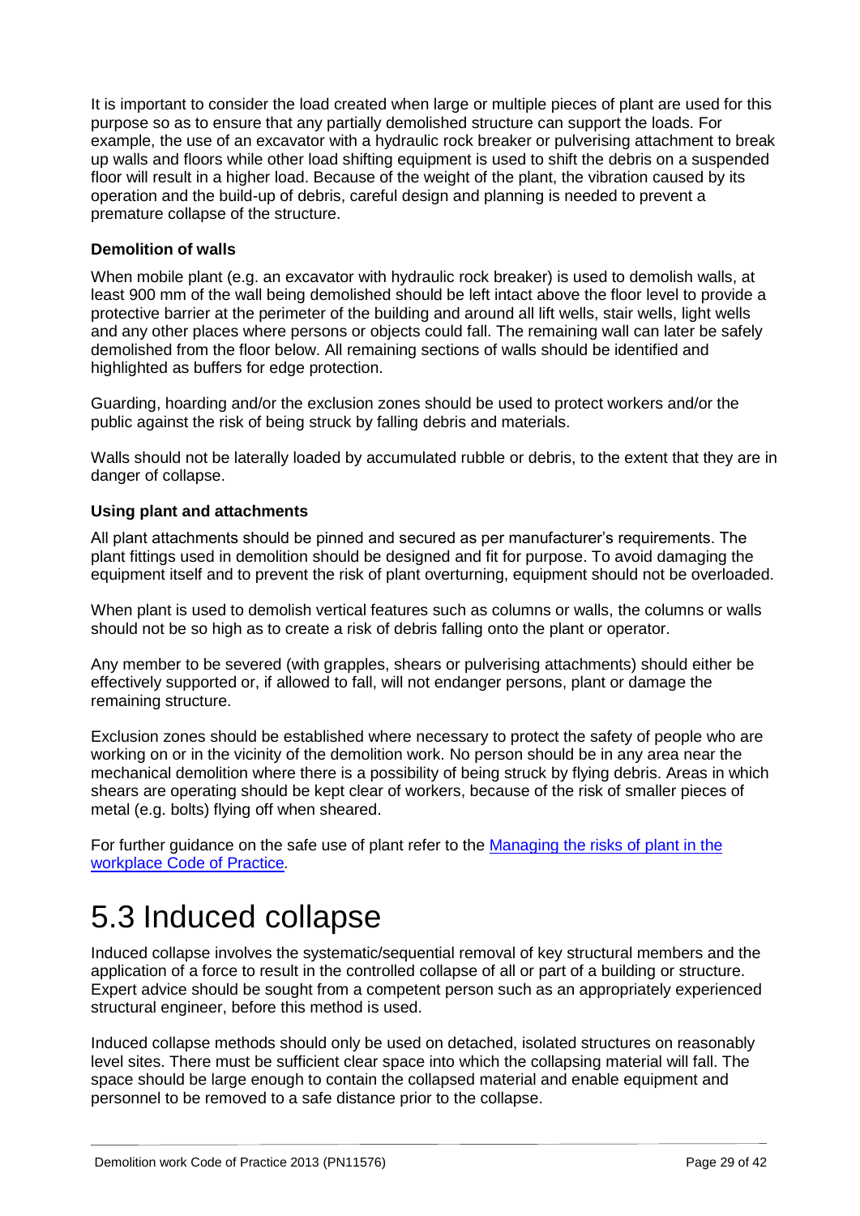It is important to consider the load created when large or multiple pieces of plant are used for this purpose so as to ensure that any partially demolished structure can support the loads. For example, the use of an excavator with a hydraulic rock breaker or pulverising attachment to break up walls and floors while other load shifting equipment is used to shift the debris on a suspended floor will result in a higher load. Because of the weight of the plant, the vibration caused by its operation and the build-up of debris, careful design and planning is needed to prevent a premature collapse of the structure.

**Demolition of walls**

When mobile plant (e.g. an excavator with hydraulic rock breaker) is used to demolish walls, at least 900 mm of the wall being demolished should be left intact above the floor level to provide a protective barrier at the perimeter of the building and around all lift wells, stair wells, light wells and any other places where persons or objects could fall. The remaining wall can later be safely demolished from the floor below. All remaining sections of walls should be identified and highlighted as buffers for edge protection.

Guarding, hoarding and/or the exclusion zones should be used to protect workers and/or the public against the risk of being struck by falling debris and materials.

Walls should not be laterally loaded by accumulated rubble or debris, to the extent that they are in danger of collapse.

**Using plant and attachments**

All plant attachments should be pinned and secured as per manufacturer's requirements. The plant fittings used in demolition should be designed and fit for purpose. To avoid damaging the equipment itself and to prevent the risk of plant overturning, equipment should not be overloaded.

When plant is used to demolish vertical features such as columns or walls, the columns or walls should not be so high as to create a risk of debris falling onto the plant or operator.

Any member to be severed (with grapples, shears or pulverising attachments) should either be effectively supported or, if allowed to fall, will not endanger persons, plant or damage the remaining structure.

Exclusion zones should be established where necessary to protect the safety of people who are working on or in the vicinity of the demolition work. No person should be in any area near the mechanical demolition where there is a possibility of being struck by flying debris. Areas in which shears are operating should be kept clear of workers, because of the risk of smaller pieces of metal (e.g. bolts) flying off when sheared.

For further guidance on the safe use of plant refer to the [Managing the risks of plant in the workplace Code of Practice](#).

# 5.3 Induced collapse

Induced collapse involves the systematic/sequential removal of key structural members and the application of a force to result in the controlled collapse of all or part of a building or structure. Expert advice should be sought from a competent person such as an appropriately experienced structural engineer, before this method is used.

Induced collapse methods should only be used on detached, isolated structures on reasonably level sites. There must be sufficient clear space into which the collapsing material will fall. The space should be large enough to contain the collapsed material and enable equipment and personnel to be removed to a safe distance prior to the collapse.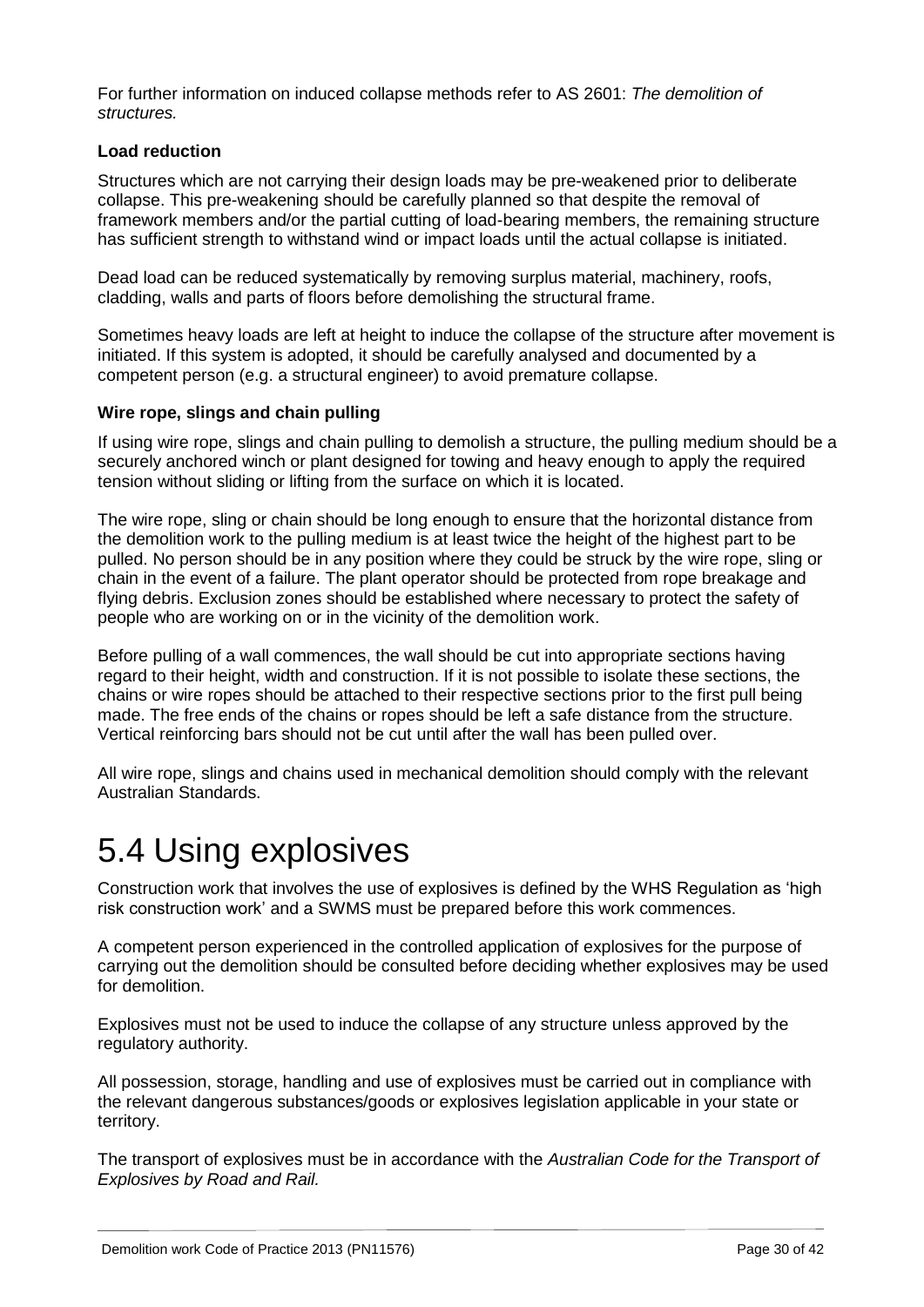For further information on induced collapse methods refer to AS 2601: *The demolition of structures.*

### Load reduction

Structures which are not carrying their design loads may be pre-weakened prior to deliberate collapse. This pre-weakening should be carefully planned so that despite the removal of framework members and/or the partial cutting of load-bearing members, the remaining structure has sufficient strength to withstand wind or impact loads until the actual collapse is initiated.

Dead load can be reduced systematically by removing surplus material, machinery, roofs, cladding, walls and parts of floors before demolishing the structural frame.

Sometimes heavy loads are left at height to induce the collapse of the structure after movement is initiated. If this system is adopted, it should be carefully analysed and documented by a competent person (e.g. a structural engineer) to avoid premature collapse.

### Wire rope, slings and chain pulling

If using wire rope, slings and chain pulling to demolish a structure, the pulling medium should be a securely anchored winch or plant designed for towing and heavy enough to apply the required tension without sliding or lifting from the surface on which it is located.

The wire rope, sling or chain should be long enough to ensure that the horizontal distance from the demolition work to the pulling medium is at least twice the height of the highest part to be pulled. No person should be in any position where they could be struck by the wire rope, sling or chain in the event of a failure. The plant operator should be protected from rope breakage and flying debris. Exclusion zones should be established where necessary to protect the safety of people who are working on or in the vicinity of the demolition work.

Before pulling of a wall commences, the wall should be cut into appropriate sections having regard to their height, width and construction. If it is not possible to isolate these sections, the chains or wire ropes should be attached to their respective sections prior to the first pull being made. The free ends of the chains or ropes should be left a safe distance from the structure. Vertical reinforcing bars should not be cut until after the wall has been pulled over.

All wire rope, slings and chains used in mechanical demolition should comply with the relevant Australian Standards.

# 5.4 Using explosives

Construction work that involves the use of explosives is defined by the WHS Regulation as 'high risk construction work' and a SWMS must be prepared before this work commences.

A competent person experienced in the controlled application of explosives for the purpose of carrying out the demolition should be consulted before deciding whether explosives may be used for demolition.

Explosives must not be used to induce the collapse of any structure unless approved by the regulatory authority.

All possession, storage, handling and use of explosives must be carried out in compliance with the relevant dangerous substances/goods or explosives legislation applicable in your state or territory.

The transport of explosives must be in accordance with the *Australian Code for the Transport of Explosives by Road and Rail.*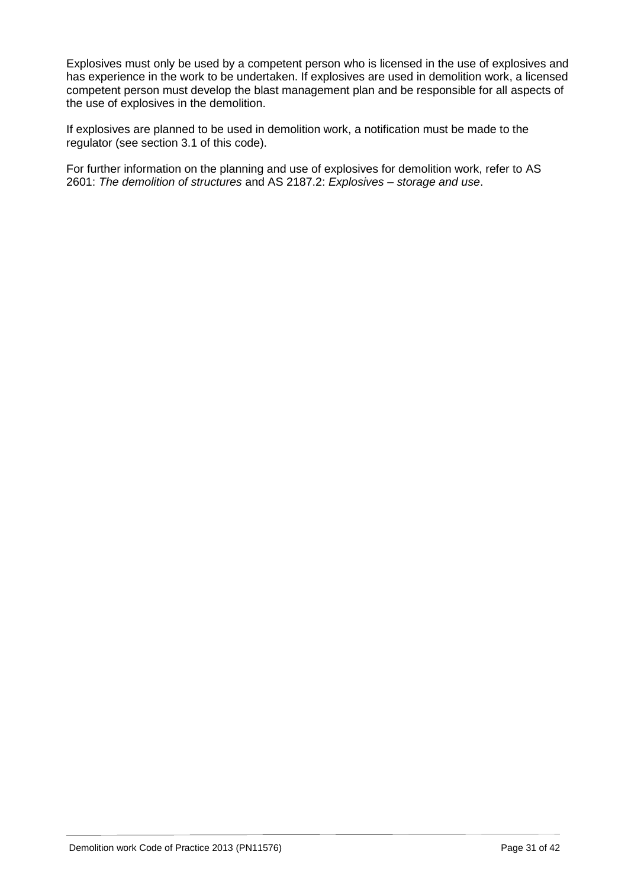Explosives must only be used by a competent person who is licensed in the use of explosives and has experience in the work to be undertaken. If explosives are used in demolition work, a licensed competent person must develop the blast management plan and be responsible for all aspects of the use of explosives in the demolition.

If explosives are planned to be used in demolition work, a notification must be made to the regulator (see section 3.1 of this code).

For further information on the planning and use of explosives for demolition work, refer to AS 2601: *The demolition of structures* and AS 2187.2: *Explosives – storage and use*.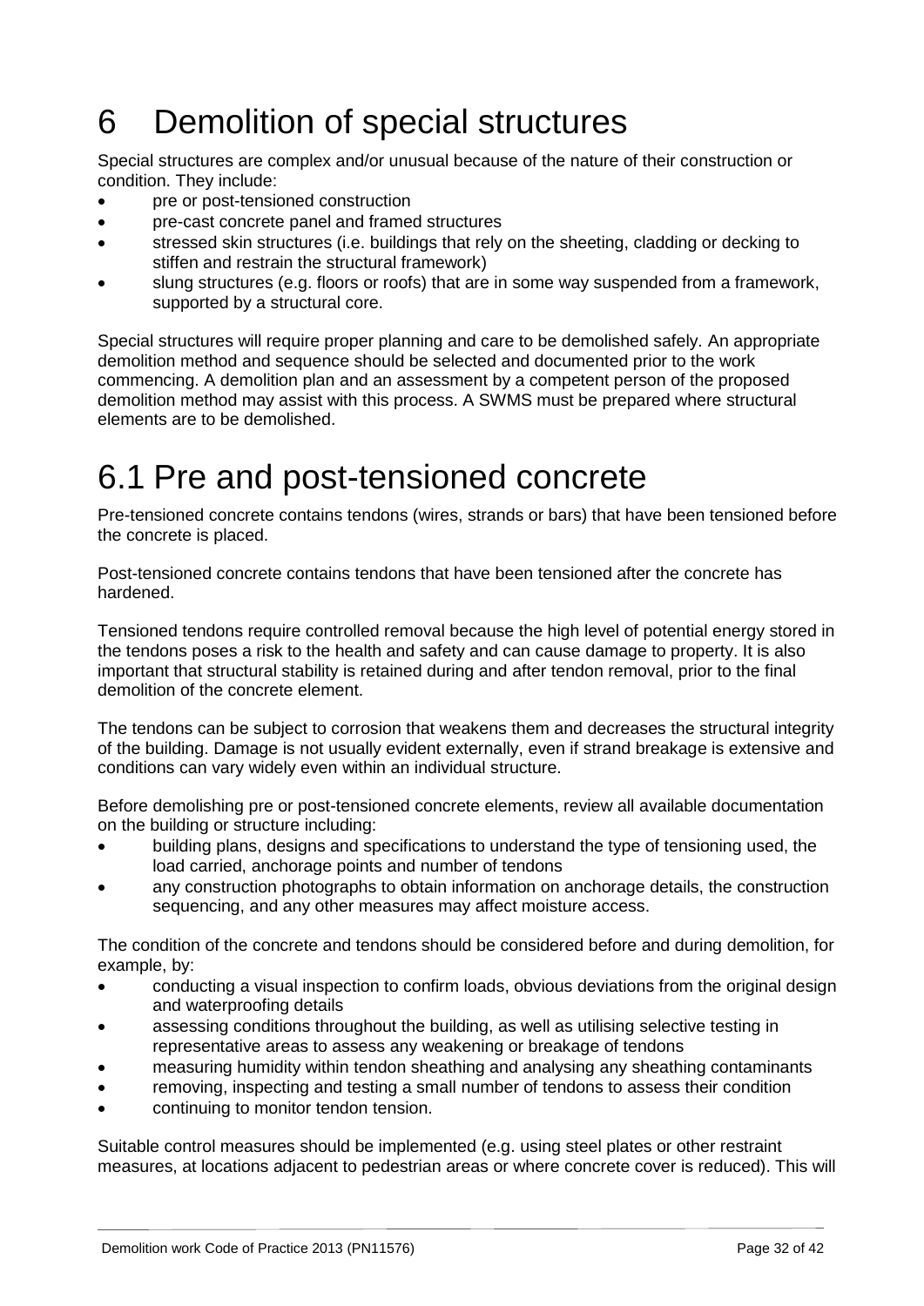# 6 Demolition of special structures

Special structures are complex and/or unusual because of the nature of their construction or condition. They include:

- pre or post-tensioned construction
- pre-cast concrete panel and framed structures
- stressed skin structures (i.e. buildings that rely on the sheeting, cladding or decking to stiffen and restrain the structural framework)
- slung structures (e.g. floors or roofs) that are in some way suspended from a framework, supported by a structural core.

Special structures will require proper planning and care to be demolished safely. An appropriate demolition method and sequence should be selected and documented prior to the work commencing. A demolition plan and an assessment by a competent person of the proposed demolition method may assist with this process. A SWMS must be prepared where structural elements are to be demolished.

# 6.1 Pre and post-tensioned concrete

Pre-tensioned concrete contains tendons (wires, strands or bars) that have been tensioned before the concrete is placed.

Post-tensioned concrete contains tendons that have been tensioned after the concrete has hardened.

Tensioned tendons require controlled removal because the high level of potential energy stored in the tendons poses a risk to the health and safety and can cause damage to property. It is also important that structural stability is retained during and after tendon removal, prior to the final demolition of the concrete element.

The tendons can be subject to corrosion that weakens them and decreases the structural integrity of the building. Damage is not usually evident externally, even if strand breakage is extensive and conditions can vary widely even within an individual structure.

Before demolishing pre or post-tensioned concrete elements, review all available documentation on the building or structure including:

- building plans, designs and specifications to understand the type of tensioning used, the load carried, anchorage points and number of tendons
- any construction photographs to obtain information on anchorage details, the construction sequencing, and any other measures may affect moisture access.

The condition of the concrete and tendons should be considered before and during demolition, for example, by:

- conducting a visual inspection to confirm loads, obvious deviations from the original design and waterproofing details
- assessing conditions throughout the building, as well as utilising selective testing in representative areas to assess any weakening or breakage of tendons
- measuring humidity within tendon sheathing and analysing any sheathing contaminants
- removing, inspecting and testing a small number of tendons to assess their condition
- continuing to monitor tendon tension.

Suitable control measures should be implemented (e.g. using steel plates or other restraint measures, at locations adjacent to pedestrian areas or where concrete cover is reduced). This will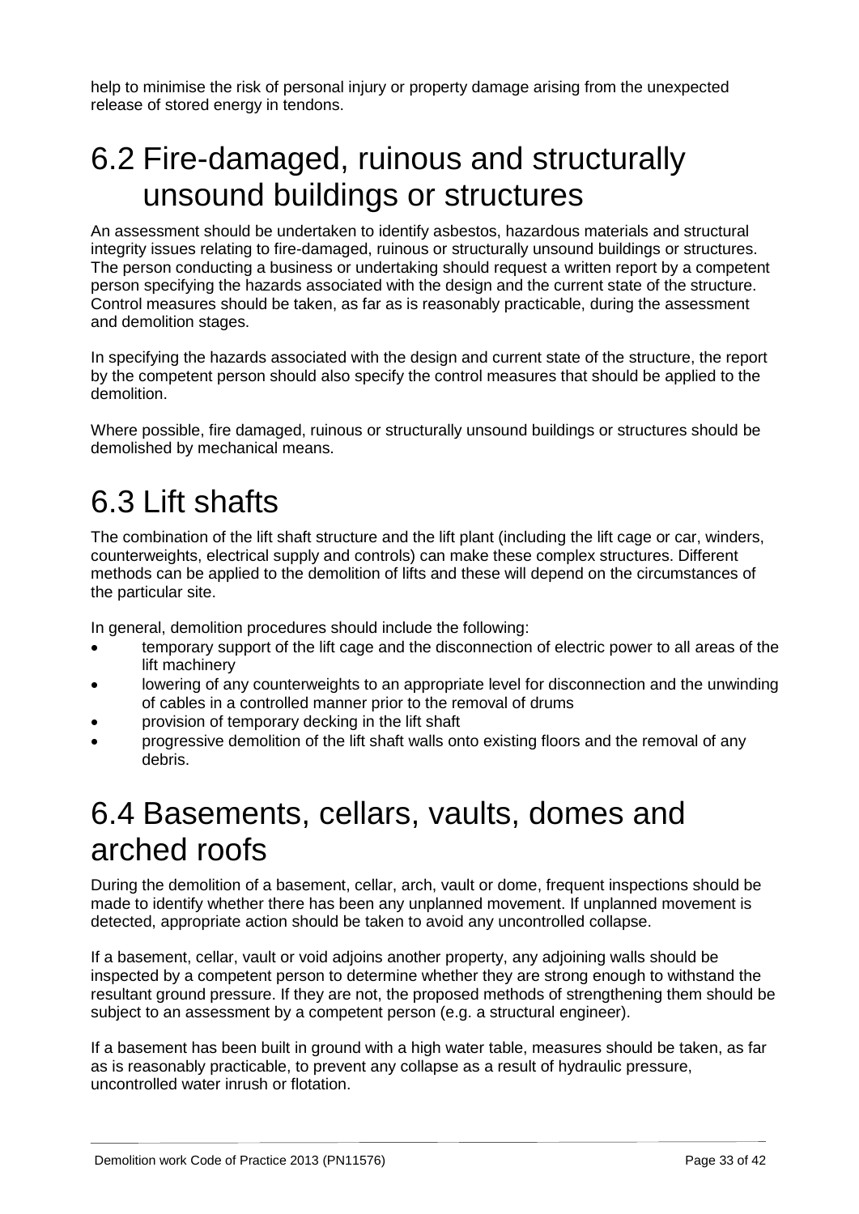help to minimise the risk of personal injury or property damage arising from the unexpected release of stored energy in tendons.

## 6.2 Fire-damaged, ruinous and structurally unsound buildings or structures

An assessment should be undertaken to identify asbestos, hazardous materials and structural integrity issues relating to fire-damaged, ruinous or structurally unsound buildings or structures. The person conducting a business or undertaking should request a written report by a competent person specifying the hazards associated with the design and the current state of the structure. Control measures should be taken, as far as is reasonably practicable, during the assessment and demolition stages.

In specifying the hazards associated with the design and current state of the structure, the report by the competent person should also specify the control measures that should be applied to the demolition.

Where possible, fire damaged, ruinous or structurally unsound buildings or structures should be demolished by mechanical means.

## 6.3 Lift shafts

The combination of the lift shaft structure and the lift plant (including the lift cage or car, winders, counterweights, electrical supply and controls) can make these complex structures. Different methods can be applied to the demolition of lifts and these will depend on the circumstances of the particular site.

In general, demolition procedures should include the following:

- temporary support of the lift cage and the disconnection of electric power to all areas of the lift machinery
- lowering of any counterweights to an appropriate level for disconnection and the unwinding of cables in a controlled manner prior to the removal of drums
- provision of temporary decking in the lift shaft
- progressive demolition of the lift shaft walls onto existing floors and the removal of any debris.

## 6.4 Basements, cellars, vaults, domes and arched roofs

During the demolition of a basement, cellar, arch, vault or dome, frequent inspections should be made to identify whether there has been any unplanned movement. If unplanned movement is detected, appropriate action should be taken to avoid any uncontrolled collapse.

If a basement, cellar, vault or void adjoins another property, any adjoining walls should be inspected by a competent person to determine whether they are strong enough to withstand the resultant ground pressure. If they are not, the proposed methods of strengthening them should be subject to an assessment by a competent person (e.g. a structural engineer).

If a basement has been built in ground with a high water table, measures should be taken, as far as is reasonably practicable, to prevent any collapse as a result of hydraulic pressure, uncontrolled water inrush or flotation.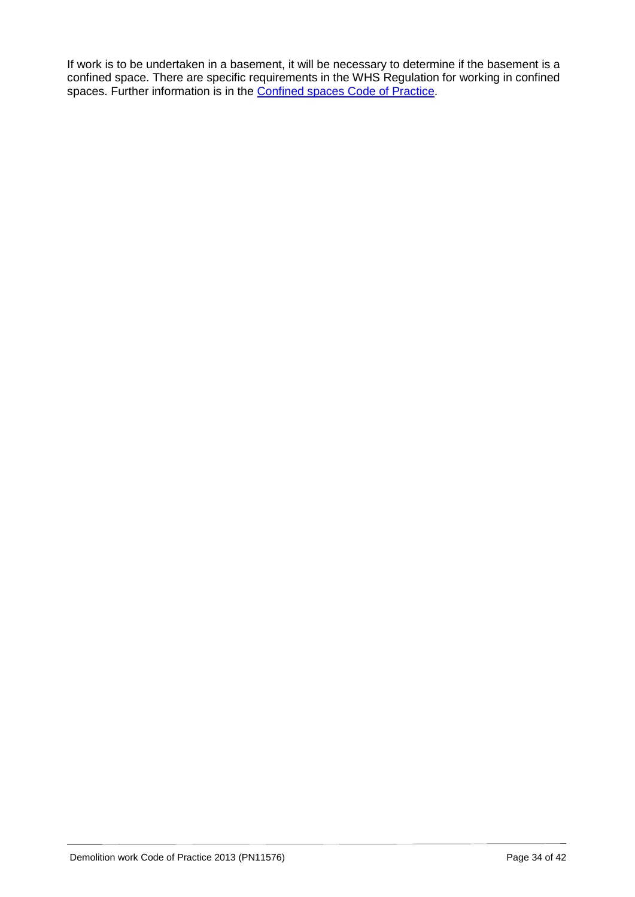If work is to be undertaken in a basement, it will be necessary to determine if the basement is a confined space. There are specific requirements in the WHS Regulation for working in confined spaces. Further information is in the Confined spaces Code of Practice.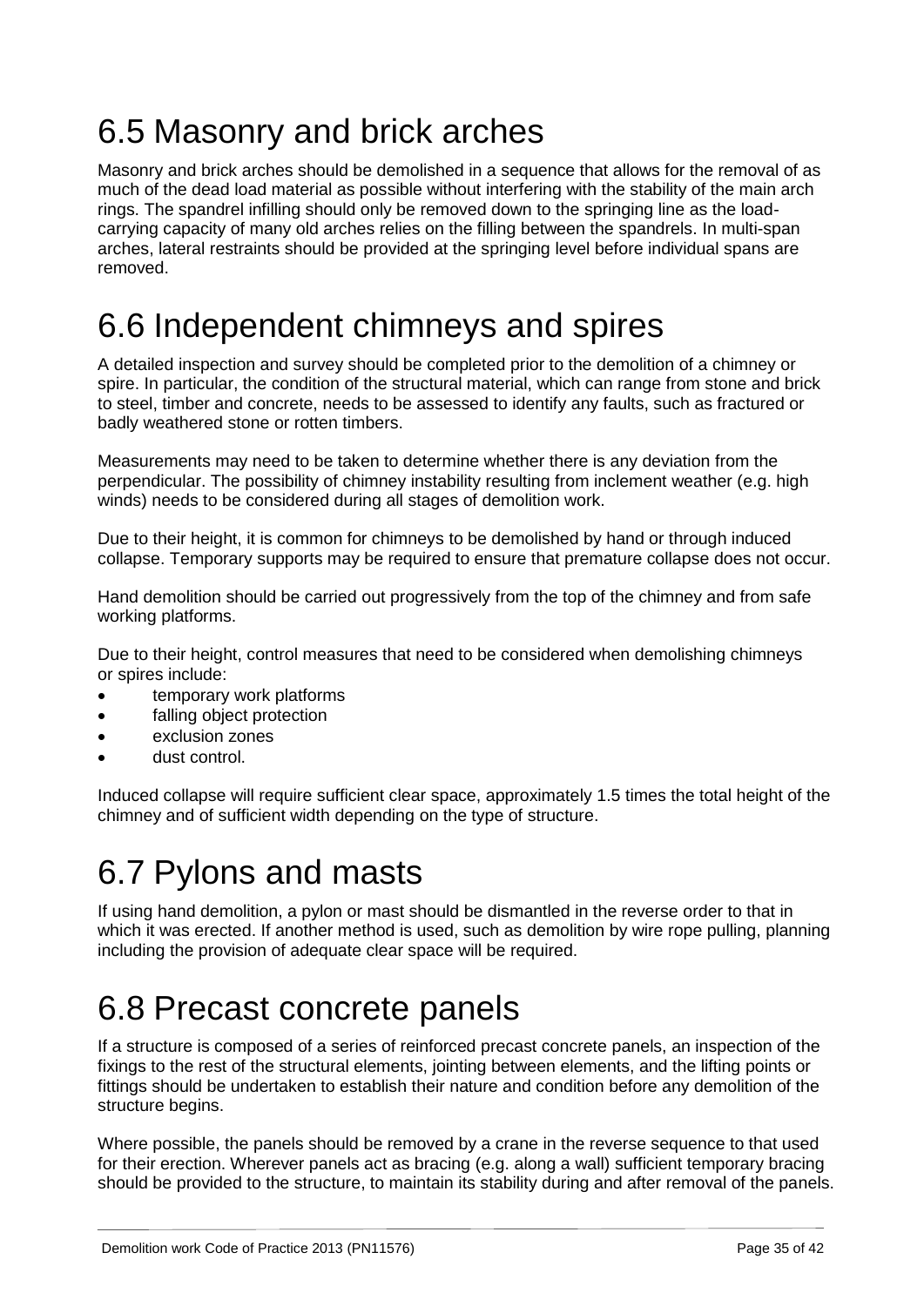# 6.5 Masonry and brick arches

Masonry and brick arches should be demolished in a sequence that allows for the removal of as much of the dead load material as possible without interfering with the stability of the main arch rings. The spandrel infilling should only be removed down to the springing line as the load-carrying capacity of many old arches relies on the filling between the spandrels. In multi-span arches, lateral restraints should be provided at the springing level before individual spans are removed.

# 6.6 Independent chimneys and spires

A detailed inspection and survey should be completed prior to the demolition of a chimney or spire. In particular, the condition of the structural material, which can range from stone and brick to steel, timber and concrete, needs to be assessed to identify any faults, such as fractured or badly weathered stone or rotten timbers.

Measurements may need to be taken to determine whether there is any deviation from the perpendicular. The possibility of chimney instability resulting from inclement weather (e.g. high winds) needs to be considered during all stages of demolition work.

Due to their height, it is common for chimneys to be demolished by hand or through induced collapse. Temporary supports may be required to ensure that premature collapse does not occur.

Hand demolition should be carried out progressively from the top of the chimney and from safe working platforms.

Due to their height, control measures that need to be considered when demolishing chimneys or spires include:

- temporary work platforms
- falling object protection
- exclusion zones
- dust control.

Induced collapse will require sufficient clear space, approximately 1.5 times the total height of the chimney and of sufficient width depending on the type of structure.

# 6.7 Pylons and masts

If using hand demolition, a pylon or mast should be dismantled in the reverse order to that in which it was erected. If another method is used, such as demolition by wire rope pulling, planning including the provision of adequate clear space will be required.

# 6.8 Precast concrete panels

If a structure is composed of a series of reinforced precast concrete panels, an inspection of the fixings to the rest of the structural elements, jointing between elements, and the lifting points or fittings should be undertaken to establish their nature and condition before any demolition of the structure begins.

Where possible, the panels should be removed by a crane in the reverse sequence to that used for their erection. Wherever panels act as bracing (e.g. along a wall) sufficient temporary bracing should be provided to the structure, to maintain its stability during and after removal of the panels.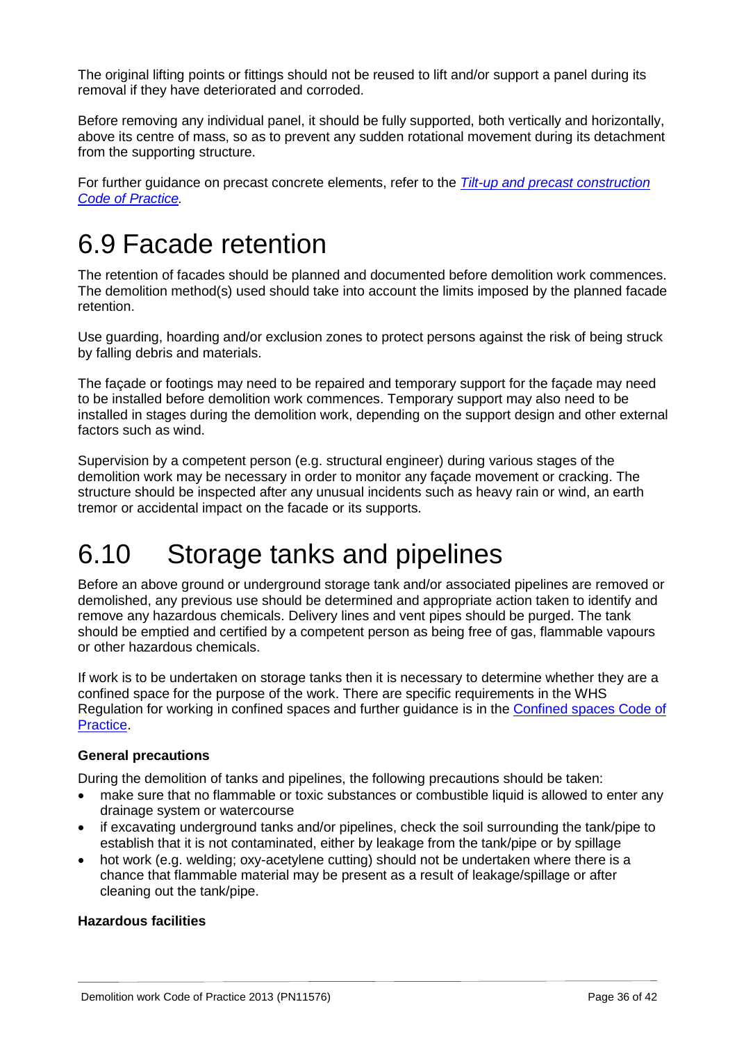The original lifting points or fittings should not be reused to lift and/or support a panel during its removal if they have deteriorated and corroded.

Before removing any individual panel, it should be fully supported, both vertically and horizontally, above its centre of mass, so as to prevent any sudden rotational movement during its detachment from the supporting structure.

For further guidance on precast concrete elements, refer to the *[Tilt-up and precast construction Code of Practice](#).*

# 6.9 Facade retention

The retention of facades should be planned and documented before demolition work commences. The demolition method(s) used should take into account the limits imposed by the planned facade retention.

Use guarding, hoarding and/or exclusion zones to protect persons against the risk of being struck by falling debris and materials.

The façade or footings may need to be repaired and temporary support for the façade may need to be installed before demolition work commences. Temporary support may also need to be installed in stages during the demolition work, depending on the support design and other external factors such as wind.

Supervision by a competent person (e.g. structural engineer) during various stages of the demolition work may be necessary in order to monitor any façade movement or cracking. The structure should be inspected after any unusual incidents such as heavy rain or wind, an earth tremor or accidental impact on the facade or its supports.

# 6.10 Storage tanks and pipelines

Before an above ground or underground storage tank and/or associated pipelines are removed or demolished, any previous use should be determined and appropriate action taken to identify and remove any hazardous chemicals. Delivery lines and vent pipes should be purged. The tank should be emptied and certified by a competent person as being free of gas, flammable vapours or other hazardous chemicals.

If work is to be undertaken on storage tanks then it is necessary to determine whether they are a confined space for the purpose of the work. There are specific requirements in the WHS Regulation for working in confined spaces and further guidance is in the [Confined spaces Code of Practice](#).

**General precautions**

During the demolition of tanks and pipelines, the following precautions should be taken:

- make sure that no flammable or toxic substances or combustible liquid is allowed to enter any drainage system or watercourse
- if excavating underground tanks and/or pipelines, check the soil surrounding the tank/pipe to establish that it is not contaminated, either by leakage from the tank/pipe or by spillage
- hot work (e.g. welding; oxy-acetylene cutting) should not be undertaken where there is a chance that flammable material may be present as a result of leakage/spillage or after cleaning out the tank/pipe.

**Hazardous facilities**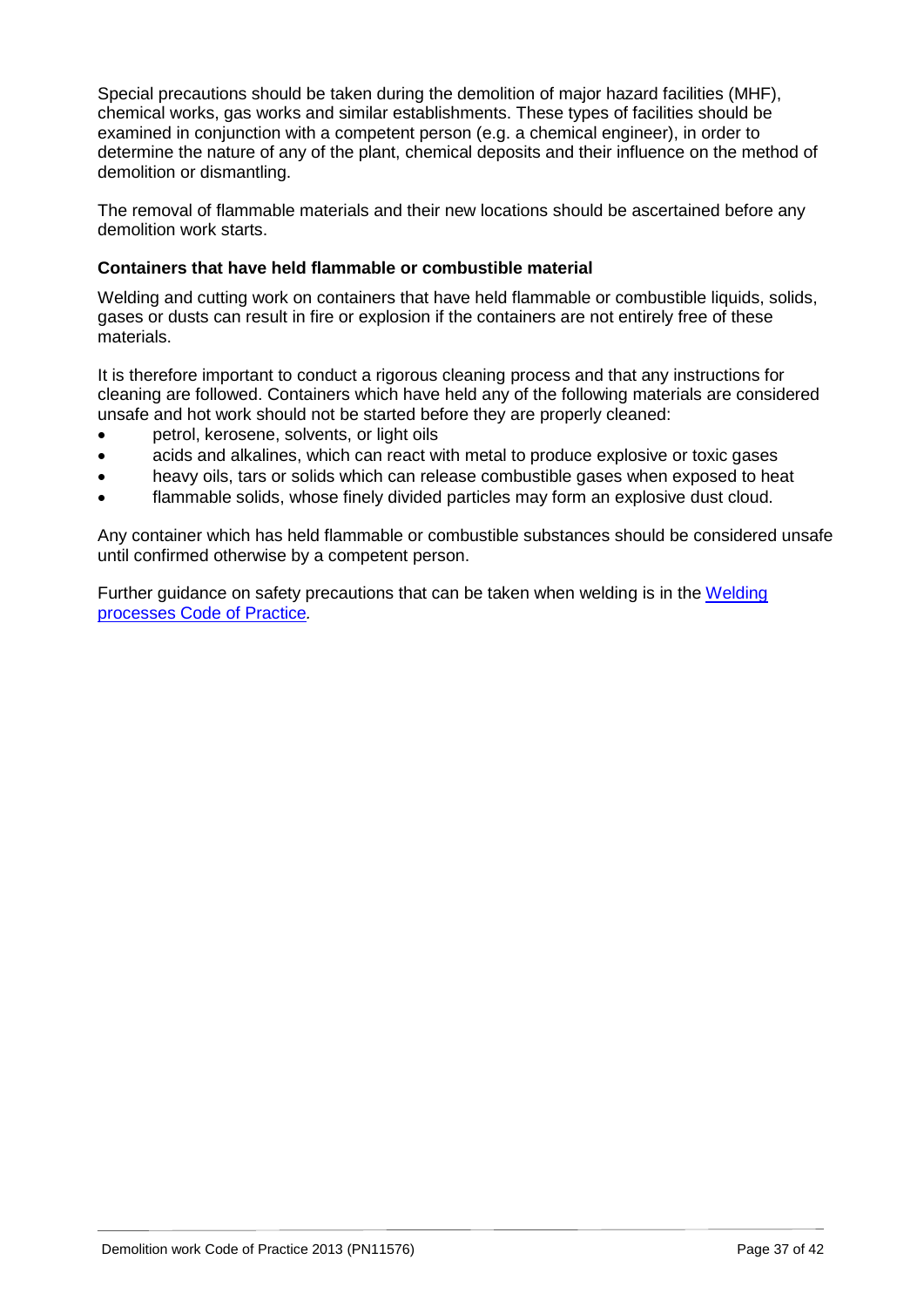Special precautions should be taken during the demolition of major hazard facilities (MHF), chemical works, gas works and similar establishments. These types of facilities should be examined in conjunction with a competent person (e.g. a chemical engineer), in order to determine the nature of any of the plant, chemical deposits and their influence on the method of demolition or dismantling.

The removal of flammable materials and their new locations should be ascertained before any demolition work starts.

### Containers that have held flammable or combustible material

Welding and cutting work on containers that have held flammable or combustible liquids, solids, gases or dusts can result in fire or explosion if the containers are not entirely free of these materials.

It is therefore important to conduct a rigorous cleaning process and that any instructions for cleaning are followed. Containers which have held any of the following materials are considered unsafe and hot work should not be started before they are properly cleaned:

- petrol, kerosene, solvents, or light oils
- acids and alkalines, which can react with metal to produce explosive or toxic gases
- heavy oils, tars or solids which can release combustible gases when exposed to heat
- flammable solids, whose finely divided particles may form an explosive dust cloud.

Any container which has held flammable or combustible substances should be considered unsafe until confirmed otherwise by a competent person.

Further guidance on safety precautions that can be taken when welding is in the [Welding processes Code of Practice]().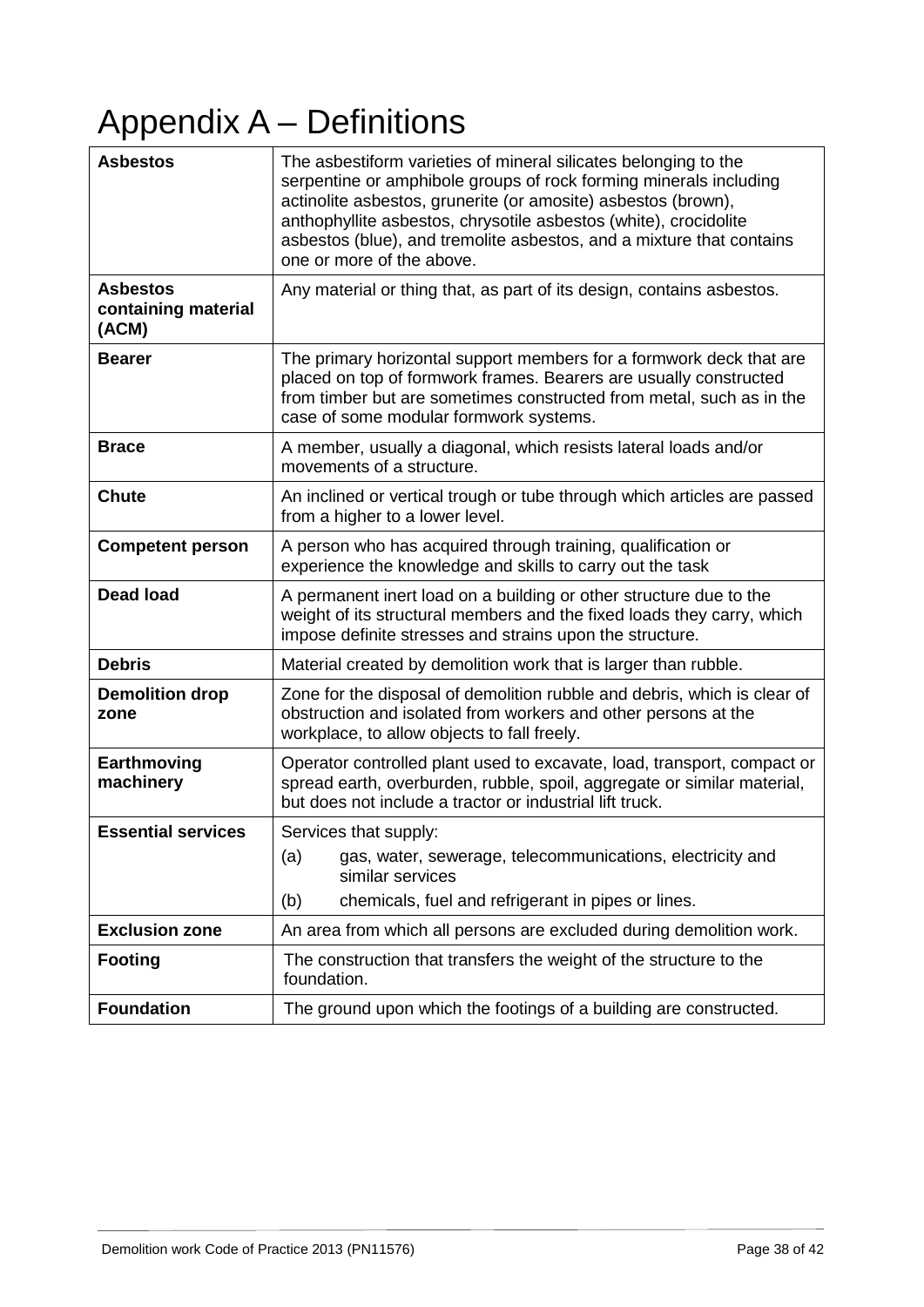# Appendix A – Definitions

| | |
|---|---|
| **Asbestos** | The asbestiform varieties of mineral silicates belonging to the serpentine or amphibole groups of rock forming minerals including actinolite asbestos, grunerite (or amosite) asbestos (brown), anthophyllite asbestos, chrysotile asbestos (white), crocidolite asbestos (blue), and tremolite asbestos, and a mixture that contains one or more of the above. |
| **Asbestos containing material (ACM)** | Any material or thing that, as part of its design, contains asbestos. |
| **Bearer** | The primary horizontal support members for a formwork deck that are placed on top of formwork frames. Bearers are usually constructed from timber but are sometimes constructed from metal, such as in the case of some modular formwork systems. |
| **Brace** | A member, usually a diagonal, which resists lateral loads and/or movements of a structure. |
| **Chute** | An inclined or vertical trough or tube through which articles are passed from a higher to a lower level. |
| **Competent person** | A person who has acquired through training, qualification or experience the knowledge and skills to carry out the task |
| **Dead load** | A permanent inert load on a building or other structure due to the weight of its structural members and the fixed loads they carry, which impose definite stresses and strains upon the structure. |
| **Debris** | Material created by demolition work that is larger than rubble. |
| **Demolition drop zone** | Zone for the disposal of demolition rubble and debris, which is clear of obstruction and isolated from workers and other persons at the workplace, to allow objects to fall freely. |
| **Earthmoving machinery** | Operator controlled plant used to excavate, load, transport, compact or spread earth, overburden, rubble, spoil, aggregate or similar material, but does not include a tractor or industrial lift truck. |
| **Essential services** | Services that supply:<br>(a) gas, water, sewerage, telecommunications, electricity and similar services<br>(b) chemicals, fuel and refrigerant in pipes or lines. |
| **Exclusion zone** | An area from which all persons are excluded during demolition work. |
| **Footing** | The construction that transfers the weight of the structure to the foundation. |
| **Foundation** | The ground upon which the footings of a building are constructed. |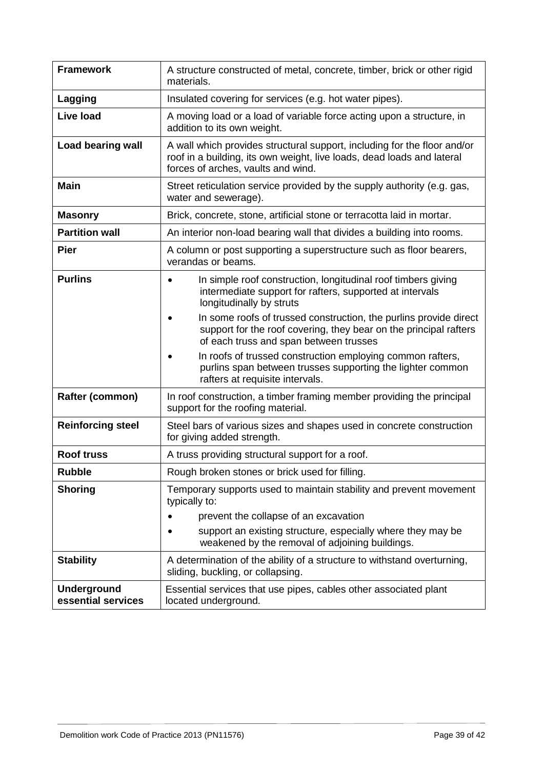| | |
|---|---|
| **Framework** | A structure constructed of metal, concrete, timber, brick or other rigid materials. |
| **Lagging** | Insulated covering for services (e.g. hot water pipes). |
| **Live load** | A moving load or a load of variable force acting upon a structure, in addition to its own weight. |
| **Load bearing wall** | A wall which provides structural support, including for the floor and/or roof in a building, its own weight, live loads, dead loads and lateral forces of arches, vaults and wind. |
| **Main** | Street reticulation service provided by the supply authority (e.g. gas, water and sewerage). |
| **Masonry** | Brick, concrete, stone, artificial stone or terracotta laid in mortar. |
| **Partition wall** | An interior non-load bearing wall that divides a building into rooms. |
| **Pier** | A column or post supporting a superstructure such as floor bearers, verandas or beams. |
| **Purlins** | • In simple roof construction, longitudinal roof timbers giving intermediate support for rafters, supported at intervals longitudinally by struts<br>• In some roofs of trussed construction, the purlins provide direct support for the roof covering, they bear on the principal rafters of each truss and span between trusses<br>• In roofs of trussed construction employing common rafters, purlins span between trusses supporting the lighter common rafters at requisite intervals. |
| **Rafter (common)** | In roof construction, a timber framing member providing the principal support for the roofing material. |
| **Reinforcing steel** | Steel bars of various sizes and shapes used in concrete construction for giving added strength. |
| **Roof truss** | A truss providing structural support for a roof. |
| **Rubble** | Rough broken stones or brick used for filling. |
| **Shoring** | Temporary supports used to maintain stability and prevent movement typically to:<br>• prevent the collapse of an excavation<br>• support an existing structure, especially where they may be weakened by the removal of adjoining buildings. |
| **Stability** | A determination of the ability of a structure to withstand overturning, sliding, buckling, or collapsing. |
| **Underground essential services** | Essential services that use pipes, cables other associated plant located underground. |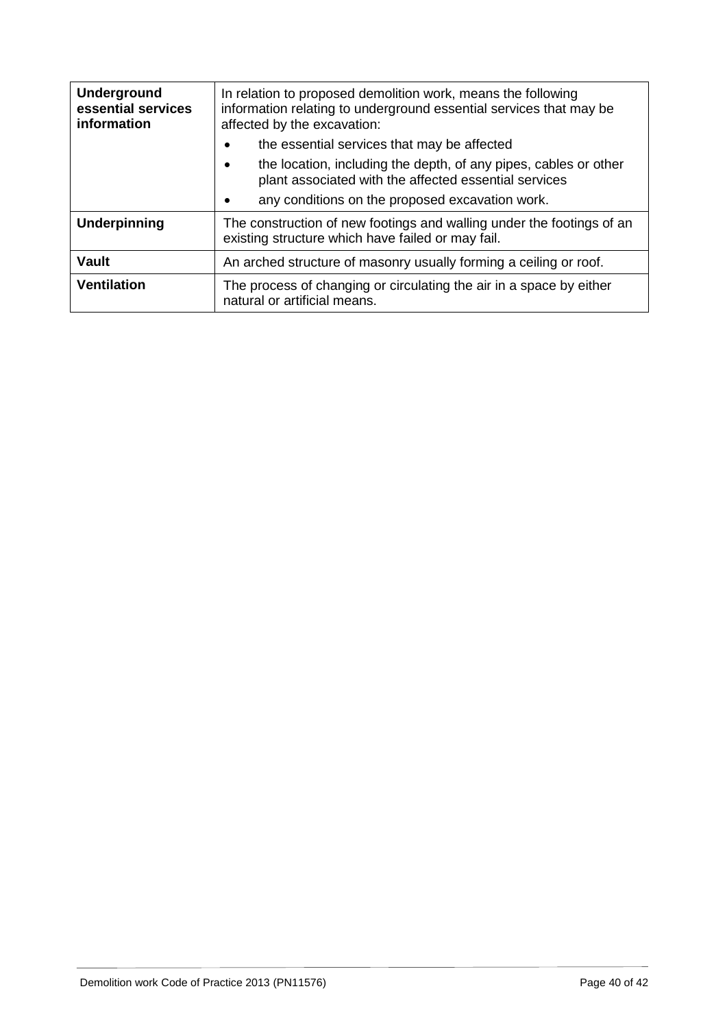| | |
|---|---|
| **Underground essential services information** | In relation to proposed demolition work, means the following information relating to underground essential services that may be affected by the excavation:<br>• the essential services that may be affected<br>• the location, including the depth, of any pipes, cables or other plant associated with the affected essential services<br>• any conditions on the proposed excavation work. |
| **Underpinning** | The construction of new footings and walling under the footings of an existing structure which have failed or may fail. |
| **Vault** | An arched structure of masonry usually forming a ceiling or roof. |
| **Ventilation** | The process of changing or circulating the air in a space by either natural or artificial means. |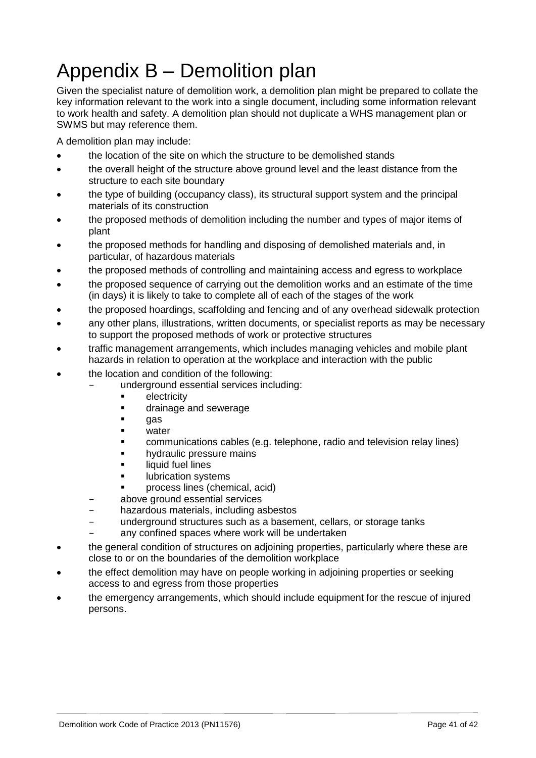# Appendix B – Demolition plan

Given the specialist nature of demolition work, a demolition plan might be prepared to collate the key information relevant to the work into a single document, including some information relevant to work health and safety. A demolition plan should not duplicate a WHS management plan or SWMS but may reference them.

A demolition plan may include:

- the location of the site on which the structure to be demolished stands
- the overall height of the structure above ground level and the least distance from the structure to each site boundary
- the type of building (occupancy class), its structural support system and the principal materials of its construction
- the proposed methods of demolition including the number and types of major items of plant
- the proposed methods for handling and disposing of demolished materials and, in particular, of hazardous materials
- the proposed methods of controlling and maintaining access and egress to workplace
- the proposed sequence of carrying out the demolition works and an estimate of the time (in days) it is likely to take to complete all of each of the stages of the work
- the proposed hoardings, scaffolding and fencing and of any overhead sidewalk protection
- any other plans, illustrations, written documents, or specialist reports as may be necessary to support the proposed methods of work or protective structures
- traffic management arrangements, which includes managing vehicles and mobile plant hazards in relation to operation at the workplace and interaction with the public
- the location and condition of the following:
  - underground essential services including:
    - electricity
    - drainage and sewerage
    - gas
    - water
    - communications cables (e.g. telephone, radio and television relay lines)
    - hydraulic pressure mains
    - liquid fuel lines
    - lubrication systems
    - process lines (chemical, acid)
  - above ground essential services
  - hazardous materials, including asbestos
  - underground structures such as a basement, cellars, or storage tanks
  - any confined spaces where work will be undertaken
- the general condition of structures on adjoining properties, particularly where these are close to or on the boundaries of the demolition workplace
- the effect demolition may have on people working in adjoining properties or seeking access to and egress from those properties
- the emergency arrangements, which should include equipment for the rescue of injured persons.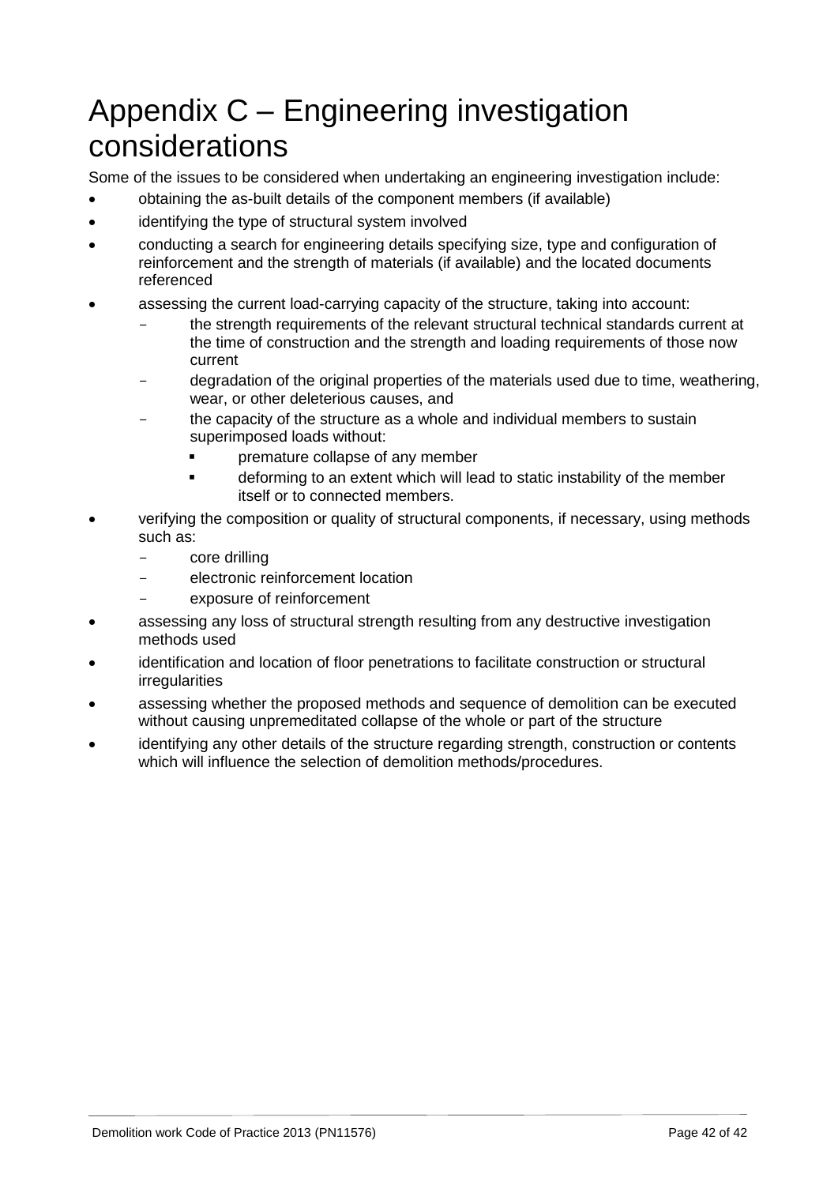# Appendix C – Engineering investigation considerations

Some of the issues to be considered when undertaking an engineering investigation include:

- obtaining the as-built details of the component members (if available)
- identifying the type of structural system involved
- conducting a search for engineering details specifying size, type and configuration of reinforcement and the strength of materials (if available) and the located documents referenced
- assessing the current load-carrying capacity of the structure, taking into account:
  - the strength requirements of the relevant structural technical standards current at the time of construction and the strength and loading requirements of those now current
  - degradation of the original properties of the materials used due to time, weathering, wear, or other deleterious causes, and
  - the capacity of the structure as a whole and individual members to sustain superimposed loads without:
    - premature collapse of any member
    - deforming to an extent which will lead to static instability of the member itself or to connected members.
- verifying the composition or quality of structural components, if necessary, using methods such as:
  - core drilling
  - electronic reinforcement location
  - exposure of reinforcement
- assessing any loss of structural strength resulting from any destructive investigation methods used
- identification and location of floor penetrations to facilitate construction or structural irregularities
- assessing whether the proposed methods and sequence of demolition can be executed without causing unpremeditated collapse of the whole or part of the structure
- identifying any other details of the structure regarding strength, construction or contents which will influence the selection of demolition methods/procedures.